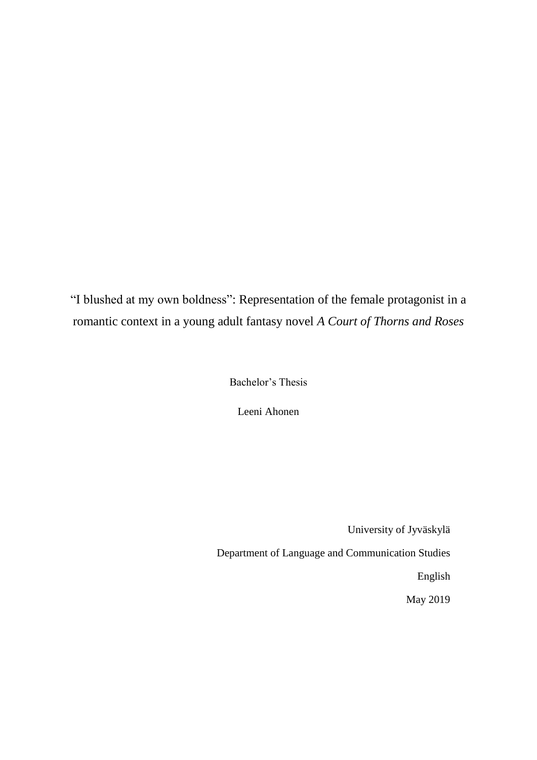# "I blushed at my own boldness": Representation of the female protagonist in a romantic context in a young adult fantasy novel *A Court of Thorns and Roses*

Bachelor's Thesis

Leeni Ahonen

University of Jyväskylä

Department of Language and Communication Studies

English

May 2019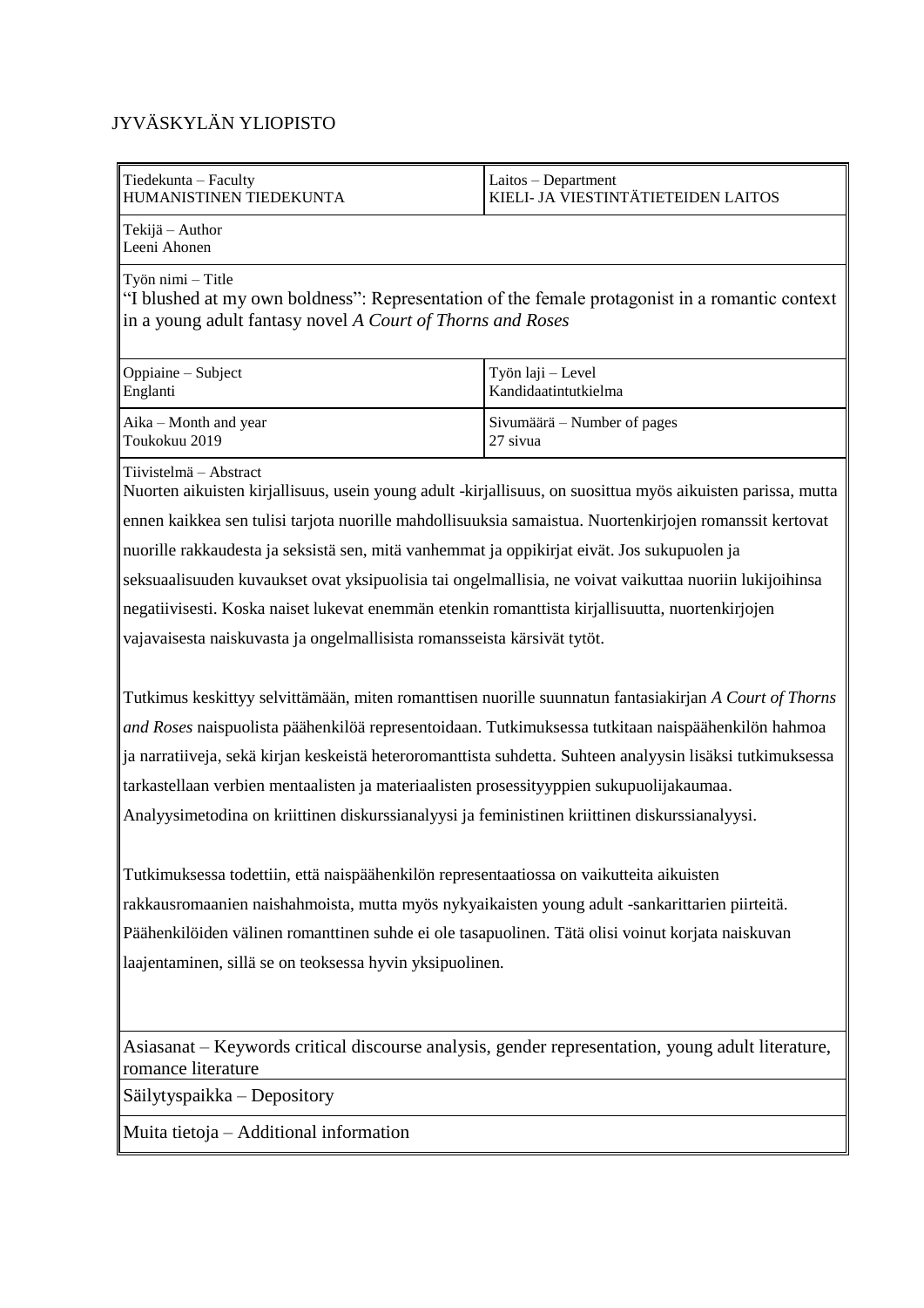JYVÄSKYLÄN YLIOPISTO

| Tiedekunta – Faculty<br>HUMANISTINEN TIEDEKUNTA | Laitos – Department<br>KIELI- JA VIESTINTÄTIETEIDEN LAITOS |
| --- | --- |
| Tekijä – Author<br>Leeni Ahonen | |
| Työn nimi – Title<br>"I blushed at my own boldness": Representation of the female protagonist in a romantic context in a young adult fantasy novel *A Court of Thorns and Roses* | |
| Oppiaine – Subject<br>Englanti | Työn laji – Level<br>Kandidaatintutkielma |
| Aika – Month and year<br>Toukokuu 2019 | Sivumäärä – Number of pages<br>27 sivua |

Tiivistelmä – Abstract

Nuorten aikuisten kirjallisuus, usein young adult -kirjallisuus, on suosittua myös aikuisten parissa, mutta ennen kaikkea sen tulisi tarjota nuorille mahdollisuuksia samaistua. Nuortenkirjojen romanssit kertovat nuorille rakkaudesta ja seksistä sen, mitä vanhemmat ja oppikirjat eivät. Jos sukupuolen ja seksuaalisuuden kuvaukset ovat yksipuolisia tai ongelmallisia, ne voivat vaikuttaa nuoriin lukijoihinsa negatiivisesti. Koska naiset lukevat enemmän etenkin romanttista kirjallisuutta, nuortenkirjojen vajavaisesta naiskuvasta ja ongelmallisista romansseista kärsivät tytöt.

Tutkimus keskittyy selvittämään, miten romanttisen nuorille suunnatun fantasiakirjan *A Court of Thorns and Roses* naispuolista päähenkilöä representoidaan. Tutkimuksessa tutkitaan naispäähenkilön hahmoa ja narratiiveja, sekä kirjan keskeistä heteroromanttista suhdetta. Suhteen analyysin lisäksi tutkimuksessa tarkastellaan verbien mentaalisten ja materiaalisten prosessityyppien sukupuolijakaumaa. Analyysimetodina on kriittinen diskurssianalyysi ja feministinen kriittinen diskurssianalyysi.

Tutkimuksessa todettiin, että naispäähenkilön representaatiossa on vaikutteita aikuisten rakkausromaanien naishahmoista, mutta myös nykyaikaisten young adult -sankarittarien piirteitä. Päähenkilöiden välinen romanttinen suhde ei ole tasapuolinen. Tätä olisi voinut korjata naiskuvan laajentaminen, sillä se on teoksessa hyvin yksipuolinen.

Asiasanat – Keywords critical discourse analysis, gender representation, young adult literature, romance literature

Säilytyspaikka – Depository

Muita tietoja – Additional information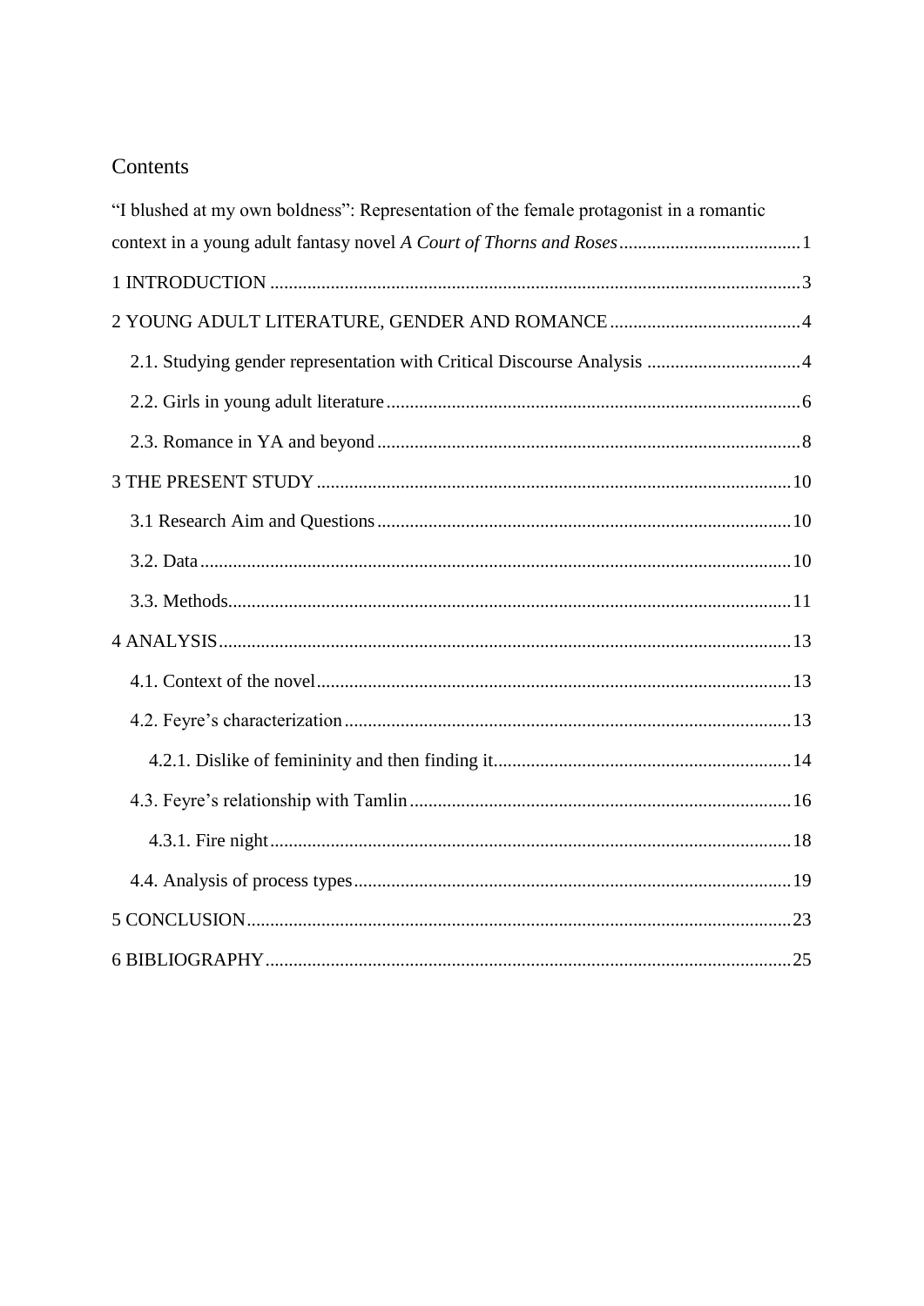# Contents

"I blushed at my own boldness": Representation of the female protagonist in a romantic context in a young adult fantasy novel *A Court of Thorns and Roses* .......... 1

1 INTRODUCTION .......... 3

2 YOUNG ADULT LITERATURE, GENDER AND ROMANCE .......... 4

- 2.1. Studying gender representation with Critical Discourse Analysis .......... 4
- 2.2. Girls in young adult literature .......... 6
- 2.3. Romance in YA and beyond .......... 8

3 THE PRESENT STUDY .......... 10

- 3.1 Research Aim and Questions .......... 10
- 3.2. Data .......... 10
- 3.3. Methods .......... 11

4 ANALYSIS .......... 13

- 4.1. Context of the novel .......... 13
- 4.2. Feyre's characterization .......... 13
  - 4.2.1. Dislike of femininity and then finding it .......... 14
- 4.3. Feyre's relationship with Tamlin .......... 16
  - 4.3.1. Fire night .......... 18
- 4.4. Analysis of process types .......... 19

5 CONCLUSION .......... 23

6 BIBLIOGRAPHY .......... 25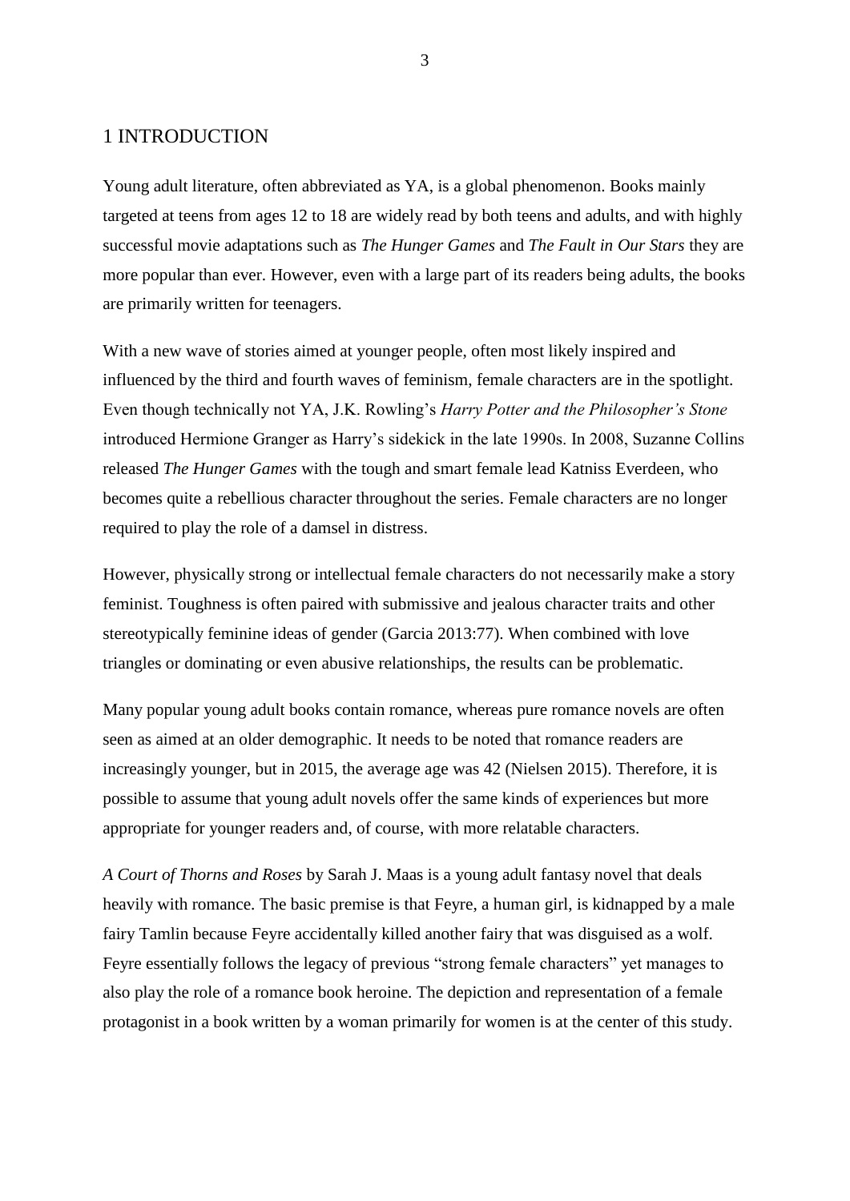# 1 INTRODUCTION

Young adult literature, often abbreviated as YA, is a global phenomenon. Books mainly targeted at teens from ages 12 to 18 are widely read by both teens and adults, and with highly successful movie adaptations such as *The Hunger Games* and *The Fault in Our Stars* they are more popular than ever. However, even with a large part of its readers being adults, the books are primarily written for teenagers.

With a new wave of stories aimed at younger people, often most likely inspired and influenced by the third and fourth waves of feminism, female characters are in the spotlight. Even though technically not YA, J.K. Rowling's *Harry Potter and the Philosopher's Stone* introduced Hermione Granger as Harry's sidekick in the late 1990s. In 2008, Suzanne Collins released *The Hunger Games* with the tough and smart female lead Katniss Everdeen, who becomes quite a rebellious character throughout the series. Female characters are no longer required to play the role of a damsel in distress.

However, physically strong or intellectual female characters do not necessarily make a story feminist. Toughness is often paired with submissive and jealous character traits and other stereotypically feminine ideas of gender (Garcia 2013:77). When combined with love triangles or dominating or even abusive relationships, the results can be problematic.

Many popular young adult books contain romance, whereas pure romance novels are often seen as aimed at an older demographic. It needs to be noted that romance readers are increasingly younger, but in 2015, the average age was 42 (Nielsen 2015). Therefore, it is possible to assume that young adult novels offer the same kinds of experiences but more appropriate for younger readers and, of course, with more relatable characters.

*A Court of Thorns and Roses* by Sarah J. Maas is a young adult fantasy novel that deals heavily with romance. The basic premise is that Feyre, a human girl, is kidnapped by a male fairy Tamlin because Feyre accidentally killed another fairy that was disguised as a wolf. Feyre essentially follows the legacy of previous "strong female characters" yet manages to also play the role of a romance book heroine. The depiction and representation of a female protagonist in a book written by a woman primarily for women is at the center of this study.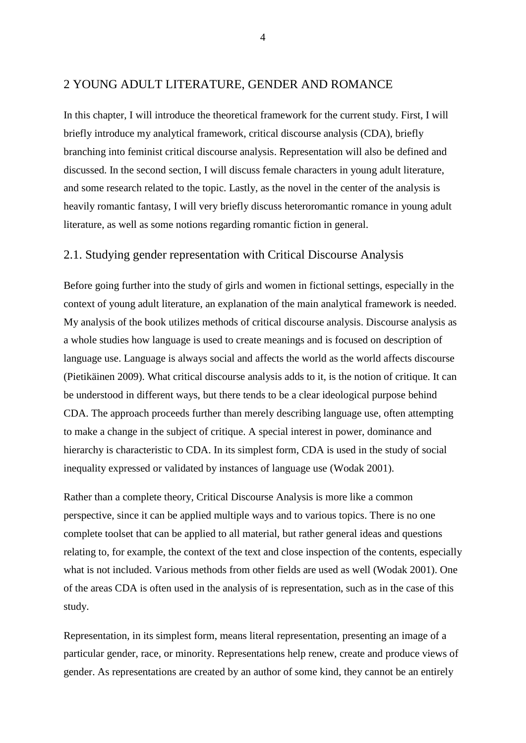# 2 YOUNG ADULT LITERATURE, GENDER AND ROMANCE

In this chapter, I will introduce the theoretical framework for the current study. First, I will briefly introduce my analytical framework, critical discourse analysis (CDA), briefly branching into feminist critical discourse analysis. Representation will also be defined and discussed. In the second section, I will discuss female characters in young adult literature, and some research related to the topic. Lastly, as the novel in the center of the analysis is heavily romantic fantasy, I will very briefly discuss heteroromantic romance in young adult literature, as well as some notions regarding romantic fiction in general.

## 2.1. Studying gender representation with Critical Discourse Analysis

Before going further into the study of girls and women in fictional settings, especially in the context of young adult literature, an explanation of the main analytical framework is needed. My analysis of the book utilizes methods of critical discourse analysis. Discourse analysis as a whole studies how language is used to create meanings and is focused on description of language use. Language is always social and affects the world as the world affects discourse (Pietikäinen 2009). What critical discourse analysis adds to it, is the notion of critique. It can be understood in different ways, but there tends to be a clear ideological purpose behind CDA. The approach proceeds further than merely describing language use, often attempting to make a change in the subject of critique. A special interest in power, dominance and hierarchy is characteristic to CDA. In its simplest form, CDA is used in the study of social inequality expressed or validated by instances of language use (Wodak 2001).

Rather than a complete theory, Critical Discourse Analysis is more like a common perspective, since it can be applied multiple ways and to various topics. There is no one complete toolset that can be applied to all material, but rather general ideas and questions relating to, for example, the context of the text and close inspection of the contents, especially what is not included. Various methods from other fields are used as well (Wodak 2001). One of the areas CDA is often used in the analysis of is representation, such as in the case of this study.

Representation, in its simplest form, means literal representation, presenting an image of a particular gender, race, or minority. Representations help renew, create and produce views of gender. As representations are created by an author of some kind, they cannot be an entirely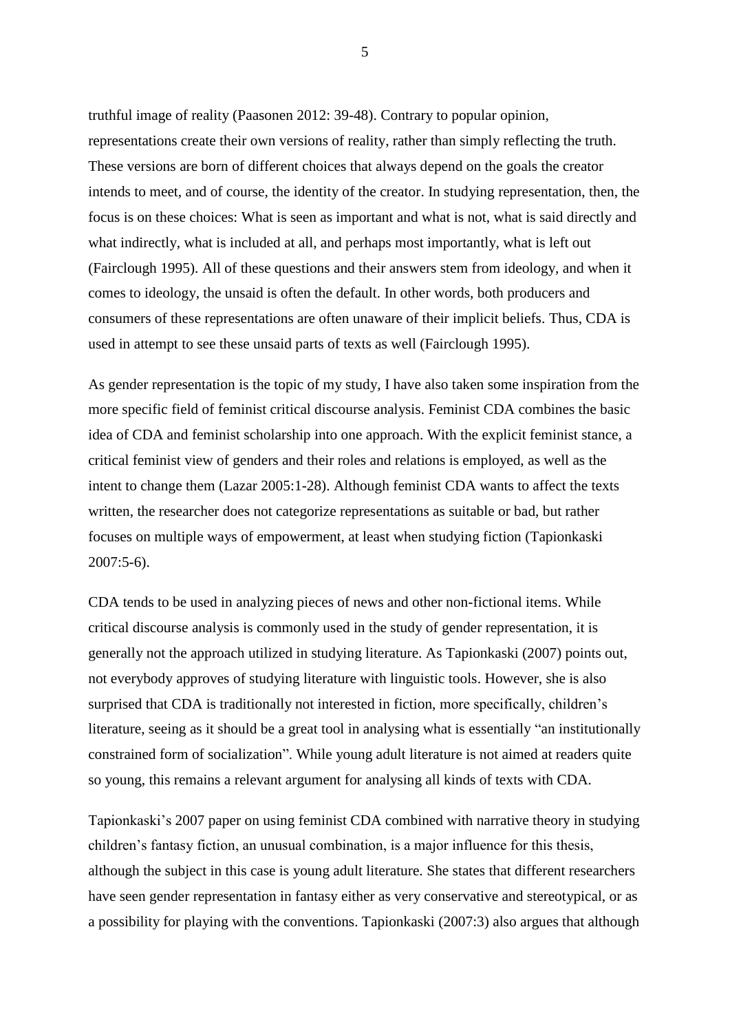truthful image of reality (Paasonen 2012: 39-48). Contrary to popular opinion, representations create their own versions of reality, rather than simply reflecting the truth. These versions are born of different choices that always depend on the goals the creator intends to meet, and of course, the identity of the creator. In studying representation, then, the focus is on these choices: What is seen as important and what is not, what is said directly and what indirectly, what is included at all, and perhaps most importantly, what is left out (Fairclough 1995). All of these questions and their answers stem from ideology, and when it comes to ideology, the unsaid is often the default. In other words, both producers and consumers of these representations are often unaware of their implicit beliefs. Thus, CDA is used in attempt to see these unsaid parts of texts as well (Fairclough 1995).

As gender representation is the topic of my study, I have also taken some inspiration from the more specific field of feminist critical discourse analysis. Feminist CDA combines the basic idea of CDA and feminist scholarship into one approach. With the explicit feminist stance, a critical feminist view of genders and their roles and relations is employed, as well as the intent to change them (Lazar 2005:1-28). Although feminist CDA wants to affect the texts written, the researcher does not categorize representations as suitable or bad, but rather focuses on multiple ways of empowerment, at least when studying fiction (Tapionkaski 2007:5-6).

CDA tends to be used in analyzing pieces of news and other non-fictional items. While critical discourse analysis is commonly used in the study of gender representation, it is generally not the approach utilized in studying literature. As Tapionkaski (2007) points out, not everybody approves of studying literature with linguistic tools. However, she is also surprised that CDA is traditionally not interested in fiction, more specifically, children's literature, seeing as it should be a great tool in analysing what is essentially "an institutionally constrained form of socialization". While young adult literature is not aimed at readers quite so young, this remains a relevant argument for analysing all kinds of texts with CDA.

Tapionkaski's 2007 paper on using feminist CDA combined with narrative theory in studying children's fantasy fiction, an unusual combination, is a major influence for this thesis, although the subject in this case is young adult literature. She states that different researchers have seen gender representation in fantasy either as very conservative and stereotypical, or as a possibility for playing with the conventions. Tapionkaski (2007:3) also argues that although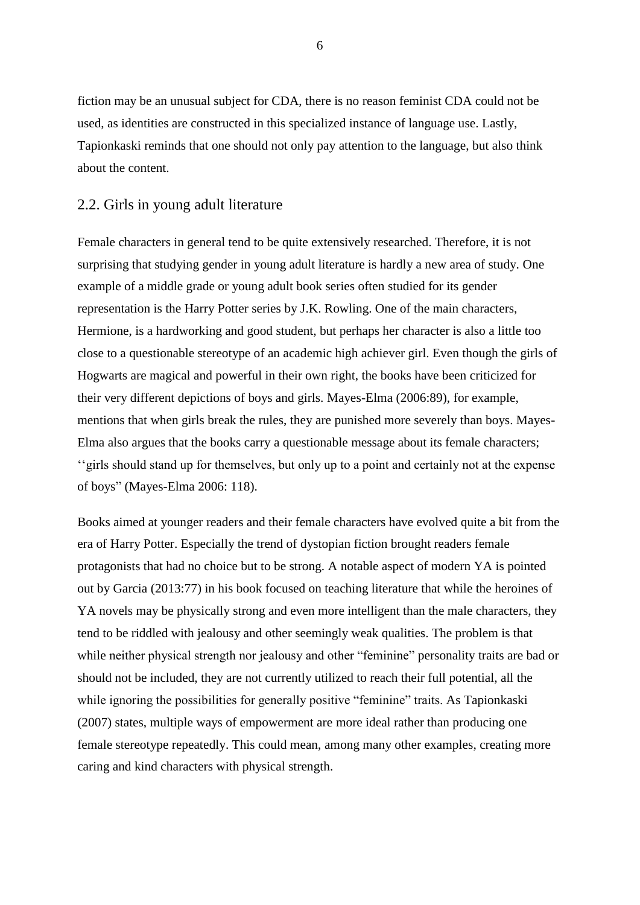fiction may be an unusual subject for CDA, there is no reason feminist CDA could not be used, as identities are constructed in this specialized instance of language use. Lastly, Tapionkaski reminds that one should not only pay attention to the language, but also think about the content.

## 2.2. Girls in young adult literature

Female characters in general tend to be quite extensively researched. Therefore, it is not surprising that studying gender in young adult literature is hardly a new area of study. One example of a middle grade or young adult book series often studied for its gender representation is the Harry Potter series by J.K. Rowling. One of the main characters, Hermione, is a hardworking and good student, but perhaps her character is also a little too close to a questionable stereotype of an academic high achiever girl. Even though the girls of Hogwarts are magical and powerful in their own right, the books have been criticized for their very different depictions of boys and girls. Mayes-Elma (2006:89), for example, mentions that when girls break the rules, they are punished more severely than boys. Mayes-Elma also argues that the books carry a questionable message about its female characters; ''girls should stand up for themselves, but only up to a point and certainly not at the expense of boys" (Mayes-Elma 2006: 118).

Books aimed at younger readers and their female characters have evolved quite a bit from the era of Harry Potter. Especially the trend of dystopian fiction brought readers female protagonists that had no choice but to be strong. A notable aspect of modern YA is pointed out by Garcia (2013:77) in his book focused on teaching literature that while the heroines of YA novels may be physically strong and even more intelligent than the male characters, they tend to be riddled with jealousy and other seemingly weak qualities. The problem is that while neither physical strength nor jealousy and other "feminine" personality traits are bad or should not be included, they are not currently utilized to reach their full potential, all the while ignoring the possibilities for generally positive "feminine" traits. As Tapionkaski (2007) states, multiple ways of empowerment are more ideal rather than producing one female stereotype repeatedly. This could mean, among many other examples, creating more caring and kind characters with physical strength.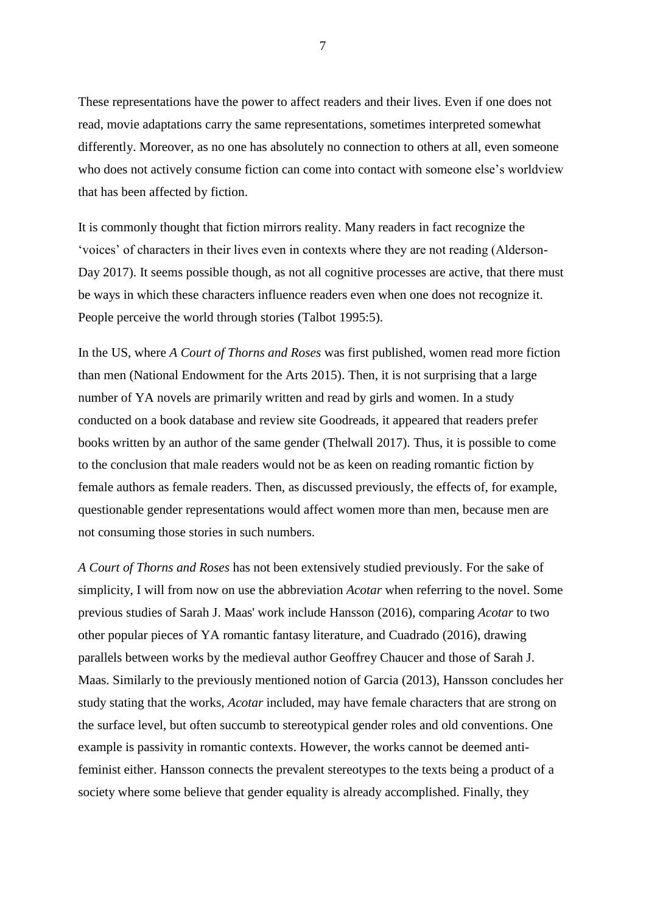These representations have the power to affect readers and their lives. Even if one does not read, movie adaptations carry the same representations, sometimes interpreted somewhat differently. Moreover, as no one has absolutely no connection to others at all, even someone who does not actively consume fiction can come into contact with someone else's worldview that has been affected by fiction.

It is commonly thought that fiction mirrors reality. Many readers in fact recognize the 'voices' of characters in their lives even in contexts where they are not reading (Alderson-Day 2017). It seems possible though, as not all cognitive processes are active, that there must be ways in which these characters influence readers even when one does not recognize it. People perceive the world through stories (Talbot 1995:5).

In the US, where *A Court of Thorns and Roses* was first published, women read more fiction than men (National Endowment for the Arts 2015). Then, it is not surprising that a large number of YA novels are primarily written and read by girls and women. In a study conducted on a book database and review site Goodreads, it appeared that readers prefer books written by an author of the same gender (Thelwall 2017). Thus, it is possible to come to the conclusion that male readers would not be as keen on reading romantic fiction by female authors as female readers. Then, as discussed previously, the effects of, for example, questionable gender representations would affect women more than men, because men are not consuming those stories in such numbers.

*A Court of Thorns and Roses* has not been extensively studied previously. For the sake of simplicity, I will from now on use the abbreviation *Acotar* when referring to the novel. Some previous studies of Sarah J. Maas' work include Hansson (2016), comparing *Acotar* to two other popular pieces of YA romantic fantasy literature, and Cuadrado (2016), drawing parallels between works by the medieval author Geoffrey Chaucer and those of Sarah J. Maas. Similarly to the previously mentioned notion of Garcia (2013), Hansson concludes her study stating that the works, *Acotar* included, may have female characters that are strong on the surface level, but often succumb to stereotypical gender roles and old conventions. One example is passivity in romantic contexts. However, the works cannot be deemed anti-feminist either. Hansson connects the prevalent stereotypes to the texts being a product of a society where some believe that gender equality is already accomplished. Finally, they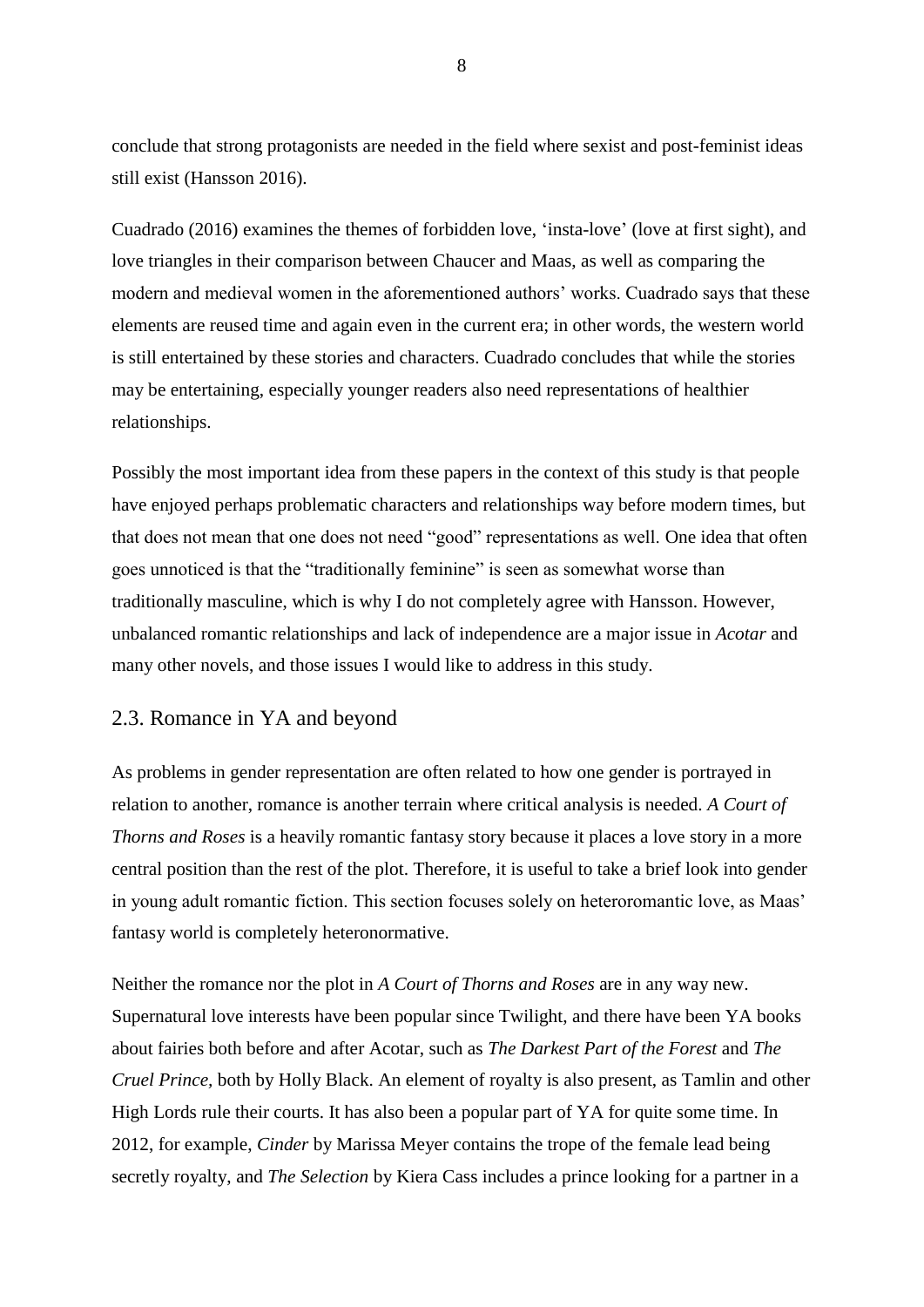conclude that strong protagonists are needed in the field where sexist and post-feminist ideas still exist (Hansson 2016).

Cuadrado (2016) examines the themes of forbidden love, 'insta-love' (love at first sight), and love triangles in their comparison between Chaucer and Maas, as well as comparing the modern and medieval women in the aforementioned authors' works. Cuadrado says that these elements are reused time and again even in the current era; in other words, the western world is still entertained by these stories and characters. Cuadrado concludes that while the stories may be entertaining, especially younger readers also need representations of healthier relationships.

Possibly the most important idea from these papers in the context of this study is that people have enjoyed perhaps problematic characters and relationships way before modern times, but that does not mean that one does not need "good" representations as well. One idea that often goes unnoticed is that the "traditionally feminine" is seen as somewhat worse than traditionally masculine, which is why I do not completely agree with Hansson. However, unbalanced romantic relationships and lack of independence are a major issue in *Acotar* and many other novels, and those issues I would like to address in this study.

## 2.3. Romance in YA and beyond

As problems in gender representation are often related to how one gender is portrayed in relation to another, romance is another terrain where critical analysis is needed. *A Court of Thorns and Roses* is a heavily romantic fantasy story because it places a love story in a more central position than the rest of the plot. Therefore, it is useful to take a brief look into gender in young adult romantic fiction. This section focuses solely on heteroromantic love, as Maas' fantasy world is completely heteronormative.

Neither the romance nor the plot in *A Court of Thorns and Roses* are in any way new. Supernatural love interests have been popular since Twilight, and there have been YA books about fairies both before and after Acotar, such as *The Darkest Part of the Forest* and *The Cruel Prince*, both by Holly Black. An element of royalty is also present, as Tamlin and other High Lords rule their courts. It has also been a popular part of YA for quite some time. In 2012, for example, *Cinder* by Marissa Meyer contains the trope of the female lead being secretly royalty, and *The Selection* by Kiera Cass includes a prince looking for a partner in a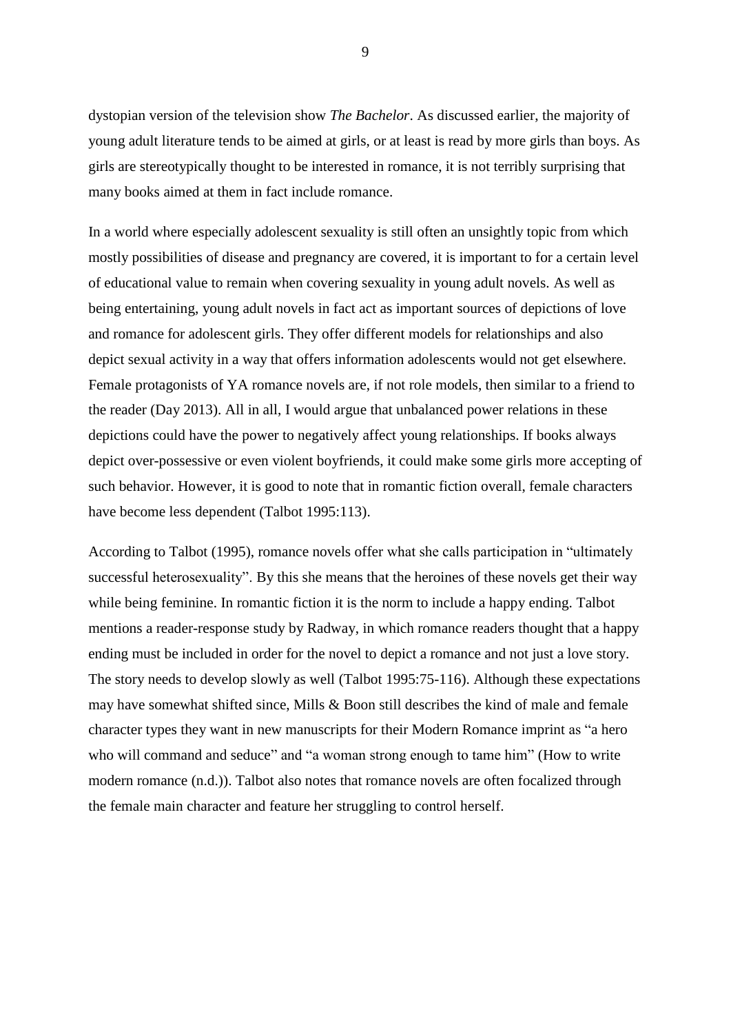dystopian version of the television show *The Bachelor*. As discussed earlier, the majority of young adult literature tends to be aimed at girls, or at least is read by more girls than boys. As girls are stereotypically thought to be interested in romance, it is not terribly surprising that many books aimed at them in fact include romance.

In a world where especially adolescent sexuality is still often an unsightly topic from which mostly possibilities of disease and pregnancy are covered, it is important to for a certain level of educational value to remain when covering sexuality in young adult novels. As well as being entertaining, young adult novels in fact act as important sources of depictions of love and romance for adolescent girls. They offer different models for relationships and also depict sexual activity in a way that offers information adolescents would not get elsewhere. Female protagonists of YA romance novels are, if not role models, then similar to a friend to the reader (Day 2013). All in all, I would argue that unbalanced power relations in these depictions could have the power to negatively affect young relationships. If books always depict over-possessive or even violent boyfriends, it could make some girls more accepting of such behavior. However, it is good to note that in romantic fiction overall, female characters have become less dependent (Talbot 1995:113).

According to Talbot (1995), romance novels offer what she calls participation in "ultimately successful heterosexuality". By this she means that the heroines of these novels get their way while being feminine. In romantic fiction it is the norm to include a happy ending. Talbot mentions a reader-response study by Radway, in which romance readers thought that a happy ending must be included in order for the novel to depict a romance and not just a love story. The story needs to develop slowly as well (Talbot 1995:75-116). Although these expectations may have somewhat shifted since, Mills & Boon still describes the kind of male and female character types they want in new manuscripts for their Modern Romance imprint as "a hero who will command and seduce" and "a woman strong enough to tame him" (How to write modern romance (n.d.)). Talbot also notes that romance novels are often focalized through the female main character and feature her struggling to control herself.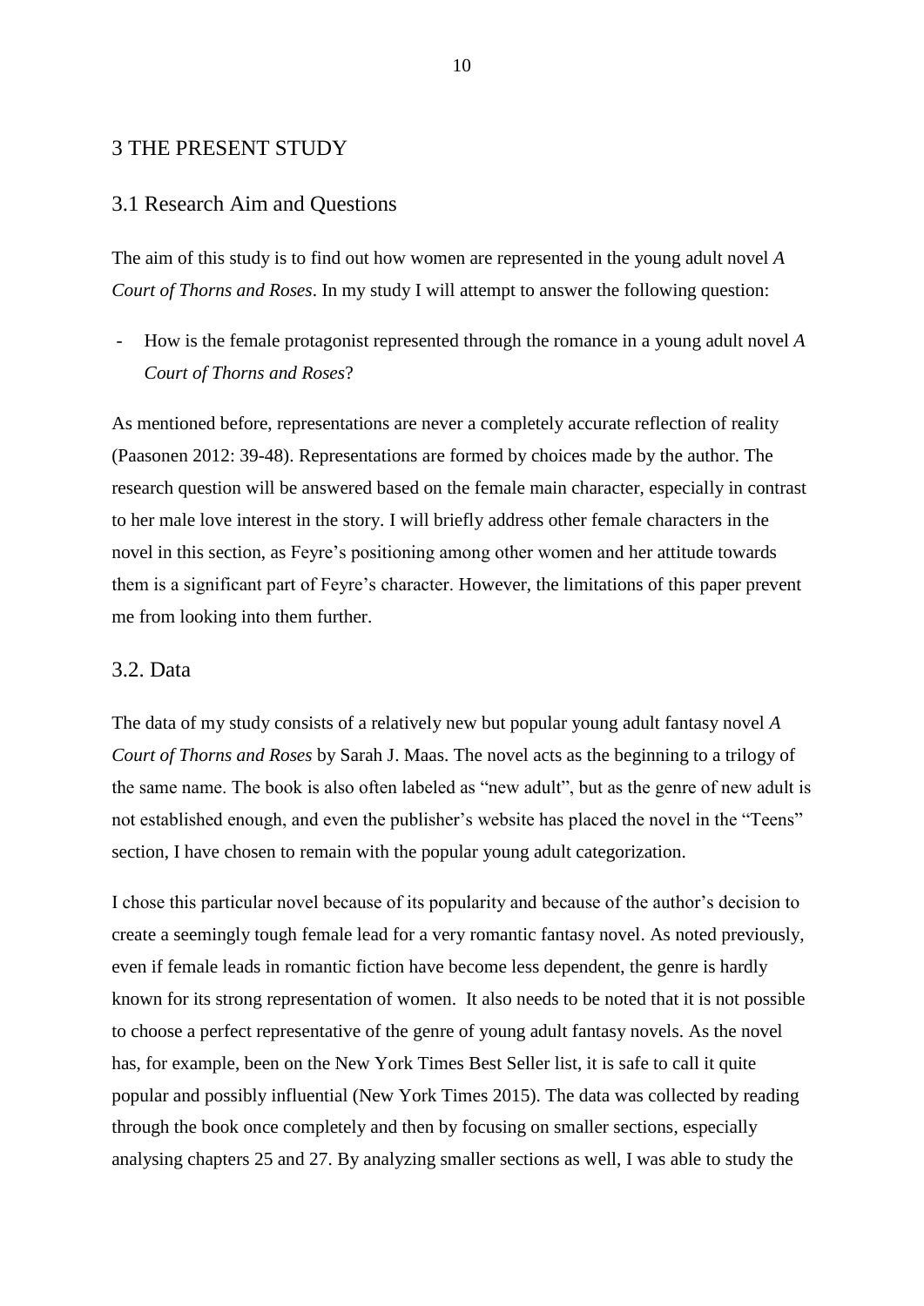# 3 THE PRESENT STUDY

## 3.1 Research Aim and Questions

The aim of this study is to find out how women are represented in the young adult novel *A Court of Thorns and Roses*. In my study I will attempt to answer the following question:

- How is the female protagonist represented through the romance in a young adult novel *A Court of Thorns and Roses*?

As mentioned before, representations are never a completely accurate reflection of reality (Paasonen 2012: 39-48). Representations are formed by choices made by the author. The research question will be answered based on the female main character, especially in contrast to her male love interest in the story. I will briefly address other female characters in the novel in this section, as Feyre's positioning among other women and her attitude towards them is a significant part of Feyre's character. However, the limitations of this paper prevent me from looking into them further.

## 3.2. Data

The data of my study consists of a relatively new but popular young adult fantasy novel *A Court of Thorns and Roses* by Sarah J. Maas. The novel acts as the beginning to a trilogy of the same name. The book is also often labeled as "new adult", but as the genre of new adult is not established enough, and even the publisher's website has placed the novel in the "Teens" section, I have chosen to remain with the popular young adult categorization.

I chose this particular novel because of its popularity and because of the author's decision to create a seemingly tough female lead for a very romantic fantasy novel. As noted previously, even if female leads in romantic fiction have become less dependent, the genre is hardly known for its strong representation of women. It also needs to be noted that it is not possible to choose a perfect representative of the genre of young adult fantasy novels. As the novel has, for example, been on the New York Times Best Seller list, it is safe to call it quite popular and possibly influential (New York Times 2015). The data was collected by reading through the book once completely and then by focusing on smaller sections, especially analysing chapters 25 and 27. By analyzing smaller sections as well, I was able to study the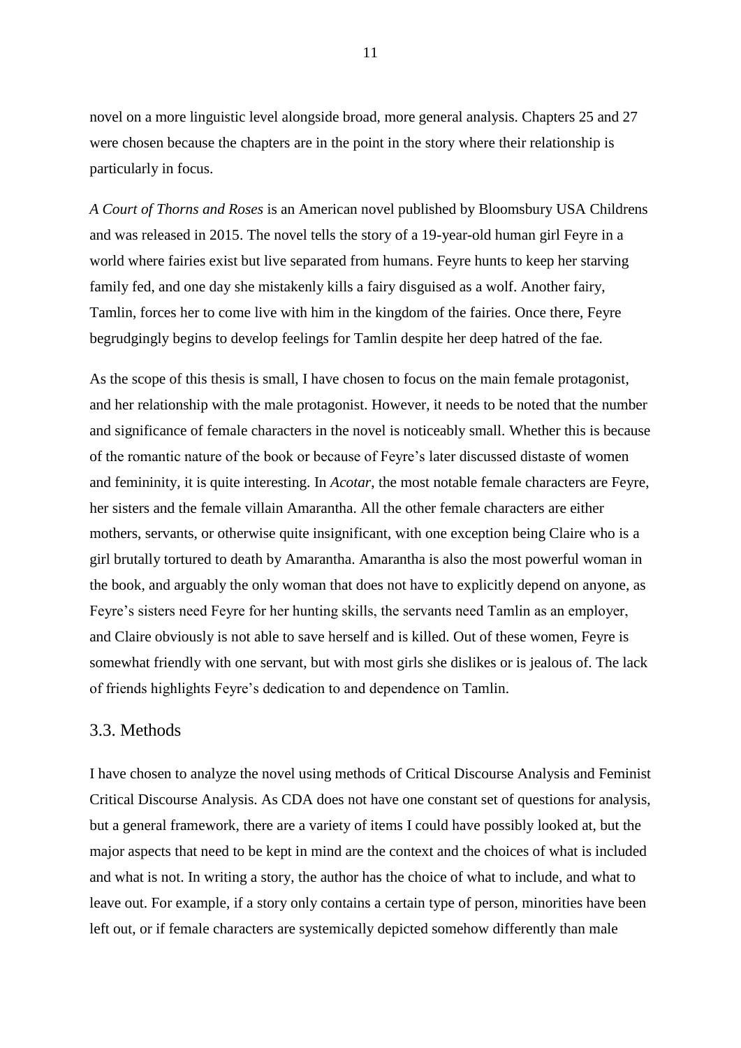novel on a more linguistic level alongside broad, more general analysis. Chapters 25 and 27 were chosen because the chapters are in the point in the story where their relationship is particularly in focus.

*A Court of Thorns and Roses* is an American novel published by Bloomsbury USA Childrens and was released in 2015. The novel tells the story of a 19-year-old human girl Feyre in a world where fairies exist but live separated from humans. Feyre hunts to keep her starving family fed, and one day she mistakenly kills a fairy disguised as a wolf. Another fairy, Tamlin, forces her to come live with him in the kingdom of the fairies. Once there, Feyre begrudgingly begins to develop feelings for Tamlin despite her deep hatred of the fae.

As the scope of this thesis is small, I have chosen to focus on the main female protagonist, and her relationship with the male protagonist. However, it needs to be noted that the number and significance of female characters in the novel is noticeably small. Whether this is because of the romantic nature of the book or because of Feyre's later discussed distaste of women and femininity, it is quite interesting. In *Acotar*, the most notable female characters are Feyre, her sisters and the female villain Amarantha. All the other female characters are either mothers, servants, or otherwise quite insignificant, with one exception being Claire who is a girl brutally tortured to death by Amarantha. Amarantha is also the most powerful woman in the book, and arguably the only woman that does not have to explicitly depend on anyone, as Feyre's sisters need Feyre for her hunting skills, the servants need Tamlin as an employer, and Claire obviously is not able to save herself and is killed. Out of these women, Feyre is somewhat friendly with one servant, but with most girls she dislikes or is jealous of. The lack of friends highlights Feyre's dedication to and dependence on Tamlin.

## 3.3. Methods

I have chosen to analyze the novel using methods of Critical Discourse Analysis and Feminist Critical Discourse Analysis. As CDA does not have one constant set of questions for analysis, but a general framework, there are a variety of items I could have possibly looked at, but the major aspects that need to be kept in mind are the context and the choices of what is included and what is not. In writing a story, the author has the choice of what to include, and what to leave out. For example, if a story only contains a certain type of person, minorities have been left out, or if female characters are systemically depicted somehow differently than male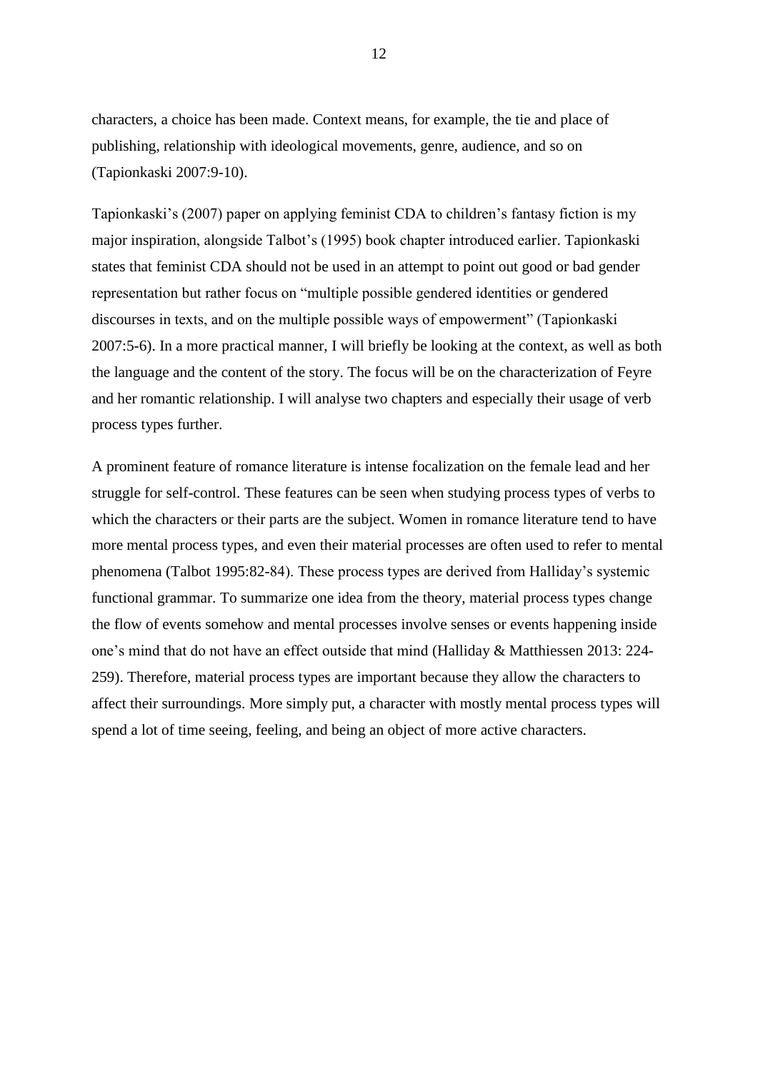characters, a choice has been made. Context means, for example, the tie and place of publishing, relationship with ideological movements, genre, audience, and so on (Tapionkaski 2007:9-10).

Tapionkaski's (2007) paper on applying feminist CDA to children's fantasy fiction is my major inspiration, alongside Talbot's (1995) book chapter introduced earlier. Tapionkaski states that feminist CDA should not be used in an attempt to point out good or bad gender representation but rather focus on "multiple possible gendered identities or gendered discourses in texts, and on the multiple possible ways of empowerment" (Tapionkaski 2007:5-6). In a more practical manner, I will briefly be looking at the context, as well as both the language and the content of the story. The focus will be on the characterization of Feyre and her romantic relationship. I will analyse two chapters and especially their usage of verb process types further.

A prominent feature of romance literature is intense focalization on the female lead and her struggle for self-control. These features can be seen when studying process types of verbs to which the characters or their parts are the subject. Women in romance literature tend to have more mental process types, and even their material processes are often used to refer to mental phenomena (Talbot 1995:82-84). These process types are derived from Halliday's systemic functional grammar. To summarize one idea from the theory, material process types change the flow of events somehow and mental processes involve senses or events happening inside one's mind that do not have an effect outside that mind (Halliday & Matthiessen 2013: 224-259). Therefore, material process types are important because they allow the characters to affect their surroundings. More simply put, a character with mostly mental process types will spend a lot of time seeing, feeling, and being an object of more active characters.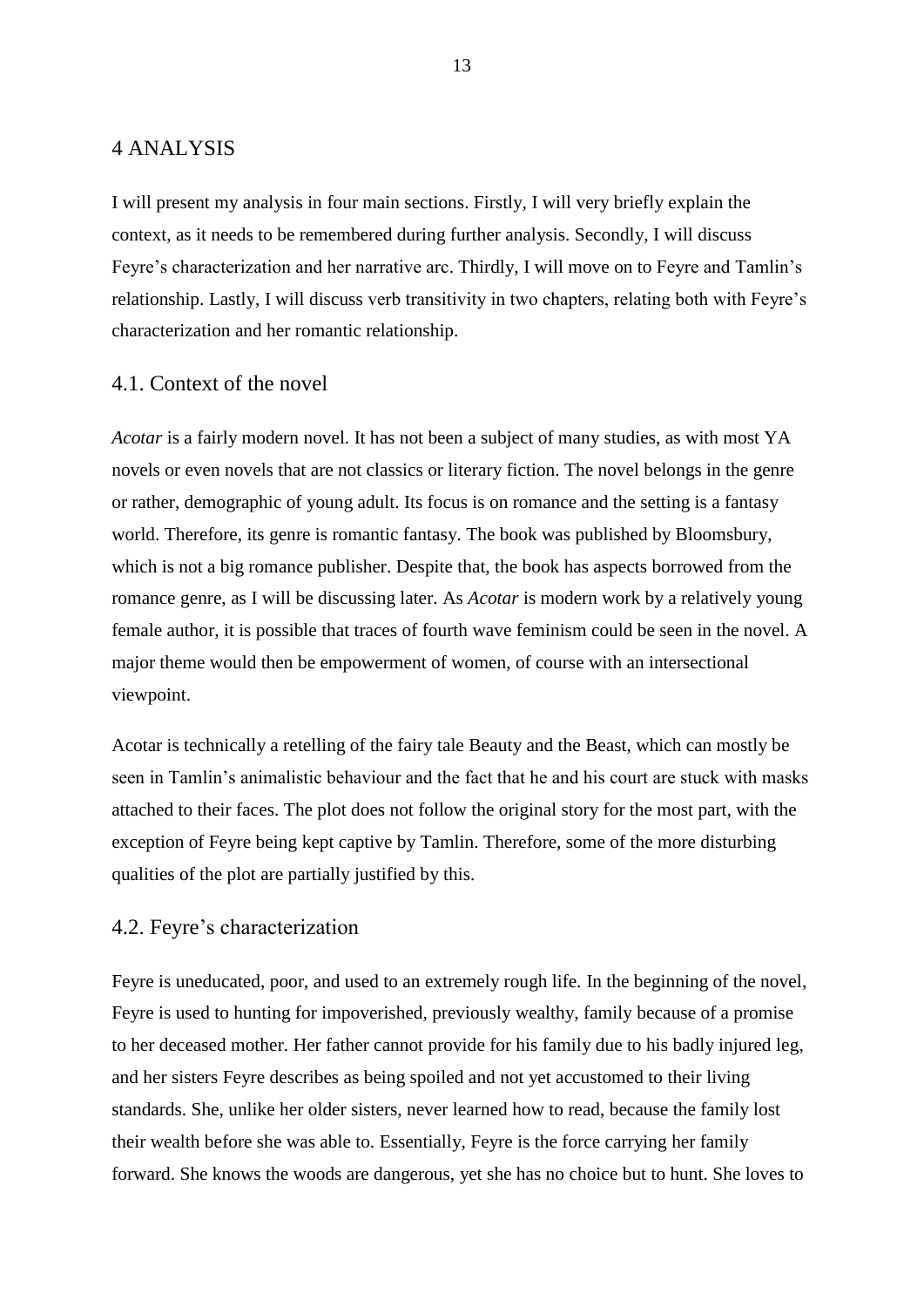# 4 ANALYSIS

I will present my analysis in four main sections. Firstly, I will very briefly explain the context, as it needs to be remembered during further analysis. Secondly, I will discuss Feyre's characterization and her narrative arc. Thirdly, I will move on to Feyre and Tamlin's relationship. Lastly, I will discuss verb transitivity in two chapters, relating both with Feyre's characterization and her romantic relationship.

## 4.1. Context of the novel

*Acotar* is a fairly modern novel. It has not been a subject of many studies, as with most YA novels or even novels that are not classics or literary fiction. The novel belongs in the genre or rather, demographic of young adult. Its focus is on romance and the setting is a fantasy world. Therefore, its genre is romantic fantasy. The book was published by Bloomsbury, which is not a big romance publisher. Despite that, the book has aspects borrowed from the romance genre, as I will be discussing later. As *Acotar* is modern work by a relatively young female author, it is possible that traces of fourth wave feminism could be seen in the novel. A major theme would then be empowerment of women, of course with an intersectional viewpoint.

Acotar is technically a retelling of the fairy tale Beauty and the Beast, which can mostly be seen in Tamlin's animalistic behaviour and the fact that he and his court are stuck with masks attached to their faces. The plot does not follow the original story for the most part, with the exception of Feyre being kept captive by Tamlin. Therefore, some of the more disturbing qualities of the plot are partially justified by this.

## 4.2. Feyre's characterization

Feyre is uneducated, poor, and used to an extremely rough life. In the beginning of the novel, Feyre is used to hunting for impoverished, previously wealthy, family because of a promise to her deceased mother. Her father cannot provide for his family due to his badly injured leg, and her sisters Feyre describes as being spoiled and not yet accustomed to their living standards. She, unlike her older sisters, never learned how to read, because the family lost their wealth before she was able to. Essentially, Feyre is the force carrying her family forward. She knows the woods are dangerous, yet she has no choice but to hunt. She loves to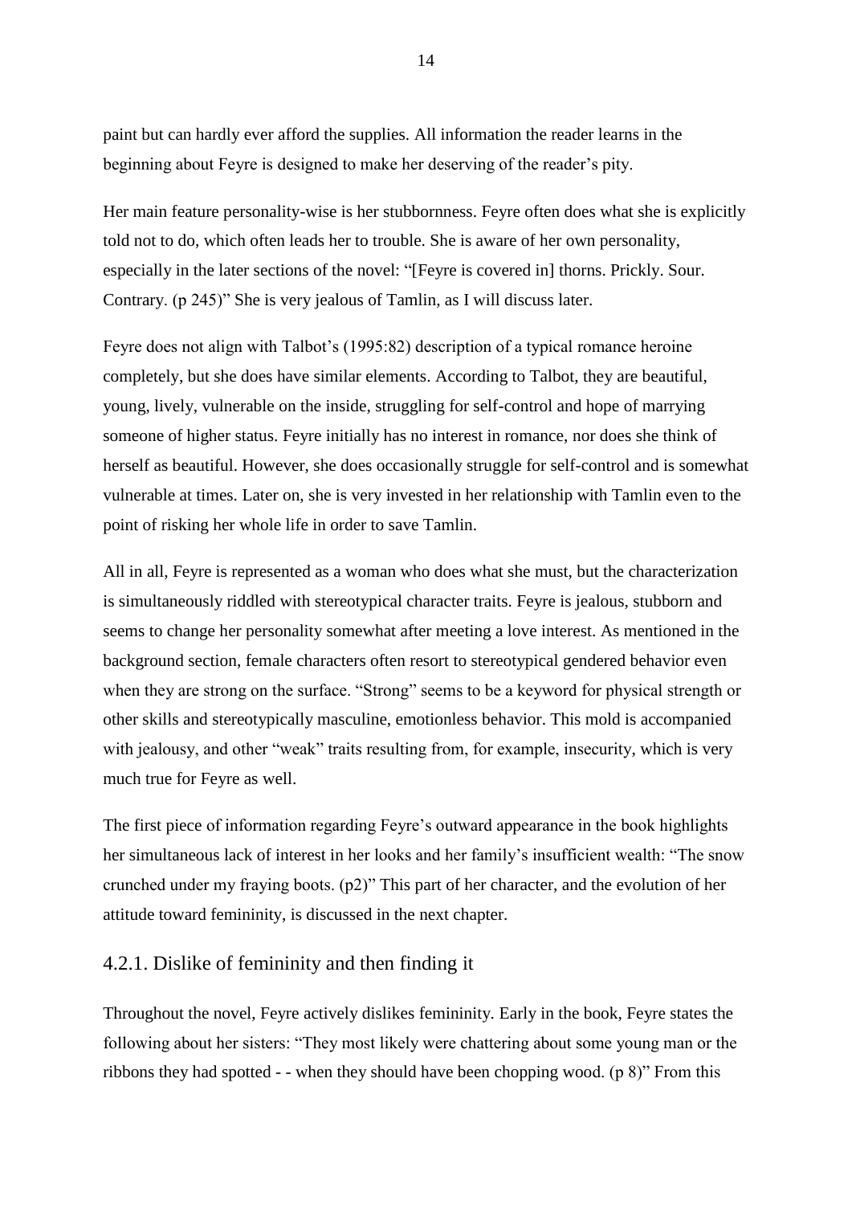paint but can hardly ever afford the supplies. All information the reader learns in the beginning about Feyre is designed to make her deserving of the reader's pity.

Her main feature personality-wise is her stubbornness. Feyre often does what she is explicitly told not to do, which often leads her to trouble. She is aware of her own personality, especially in the later sections of the novel: "[Feyre is covered in] thorns. Prickly. Sour. Contrary. (p 245)" She is very jealous of Tamlin, as I will discuss later.

Feyre does not align with Talbot's (1995:82) description of a typical romance heroine completely, but she does have similar elements. According to Talbot, they are beautiful, young, lively, vulnerable on the inside, struggling for self-control and hope of marrying someone of higher status. Feyre initially has no interest in romance, nor does she think of herself as beautiful. However, she does occasionally struggle for self-control and is somewhat vulnerable at times. Later on, she is very invested in her relationship with Tamlin even to the point of risking her whole life in order to save Tamlin.

All in all, Feyre is represented as a woman who does what she must, but the characterization is simultaneously riddled with stereotypical character traits. Feyre is jealous, stubborn and seems to change her personality somewhat after meeting a love interest. As mentioned in the background section, female characters often resort to stereotypical gendered behavior even when they are strong on the surface. "Strong" seems to be a keyword for physical strength or other skills and stereotypically masculine, emotionless behavior. This mold is accompanied with jealousy, and other "weak" traits resulting from, for example, insecurity, which is very much true for Feyre as well.

The first piece of information regarding Feyre's outward appearance in the book highlights her simultaneous lack of interest in her looks and her family's insufficient wealth: "The snow crunched under my fraying boots. (p2)" This part of her character, and the evolution of her attitude toward femininity, is discussed in the next chapter.

### 4.2.1. Dislike of femininity and then finding it

Throughout the novel, Feyre actively dislikes femininity. Early in the book, Feyre states the following about her sisters: "They most likely were chattering about some young man or the ribbons they had spotted - - when they should have been chopping wood. (p 8)" From this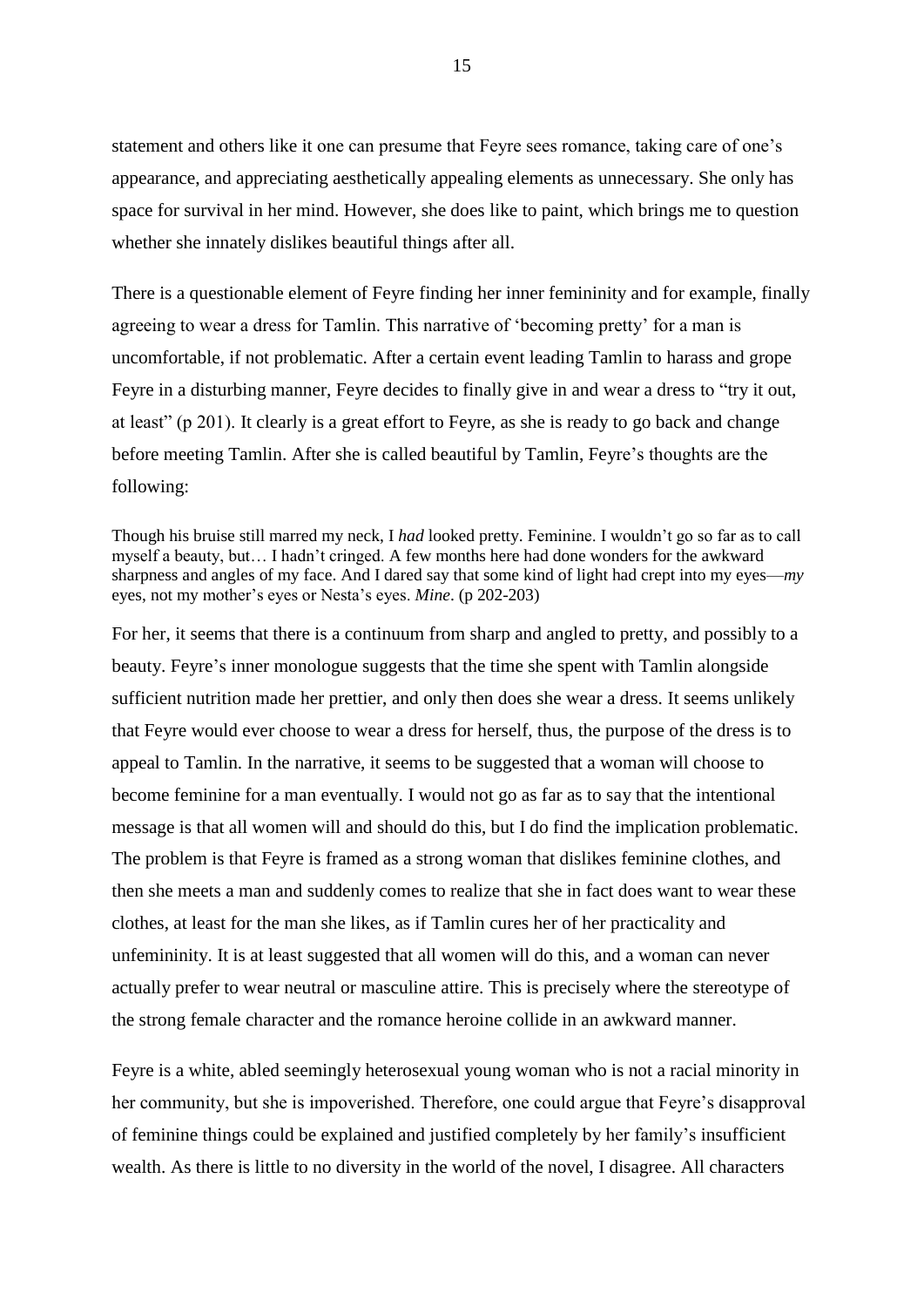statement and others like it one can presume that Feyre sees romance, taking care of one's appearance, and appreciating aesthetically appealing elements as unnecessary. She only has space for survival in her mind. However, she does like to paint, which brings me to question whether she innately dislikes beautiful things after all.

There is a questionable element of Feyre finding her inner femininity and for example, finally agreeing to wear a dress for Tamlin. This narrative of 'becoming pretty' for a man is uncomfortable, if not problematic. After a certain event leading Tamlin to harass and grope Feyre in a disturbing manner, Feyre decides to finally give in and wear a dress to "try it out, at least" (p 201). It clearly is a great effort to Feyre, as she is ready to go back and change before meeting Tamlin. After she is called beautiful by Tamlin, Feyre's thoughts are the following:

> Though his bruise still marred my neck, I *had* looked pretty. Feminine. I wouldn't go so far as to call myself a beauty, but… I hadn't cringed. A few months here had done wonders for the awkward sharpness and angles of my face. And I dared say that some kind of light had crept into my eyes—*my* eyes, not my mother's eyes or Nesta's eyes. *Mine*. (p 202-203)

For her, it seems that there is a continuum from sharp and angled to pretty, and possibly to a beauty. Feyre's inner monologue suggests that the time she spent with Tamlin alongside sufficient nutrition made her prettier, and only then does she wear a dress. It seems unlikely that Feyre would ever choose to wear a dress for herself, thus, the purpose of the dress is to appeal to Tamlin. In the narrative, it seems to be suggested that a woman will choose to become feminine for a man eventually. I would not go as far as to say that the intentional message is that all women will and should do this, but I do find the implication problematic. The problem is that Feyre is framed as a strong woman that dislikes feminine clothes, and then she meets a man and suddenly comes to realize that she in fact does want to wear these clothes, at least for the man she likes, as if Tamlin cures her of her practicality and unfemininity. It is at least suggested that all women will do this, and a woman can never actually prefer to wear neutral or masculine attire. This is precisely where the stereotype of the strong female character and the romance heroine collide in an awkward manner.

Feyre is a white, abled seemingly heterosexual young woman who is not a racial minority in her community, but she is impoverished. Therefore, one could argue that Feyre's disapproval of feminine things could be explained and justified completely by her family's insufficient wealth. As there is little to no diversity in the world of the novel, I disagree. All characters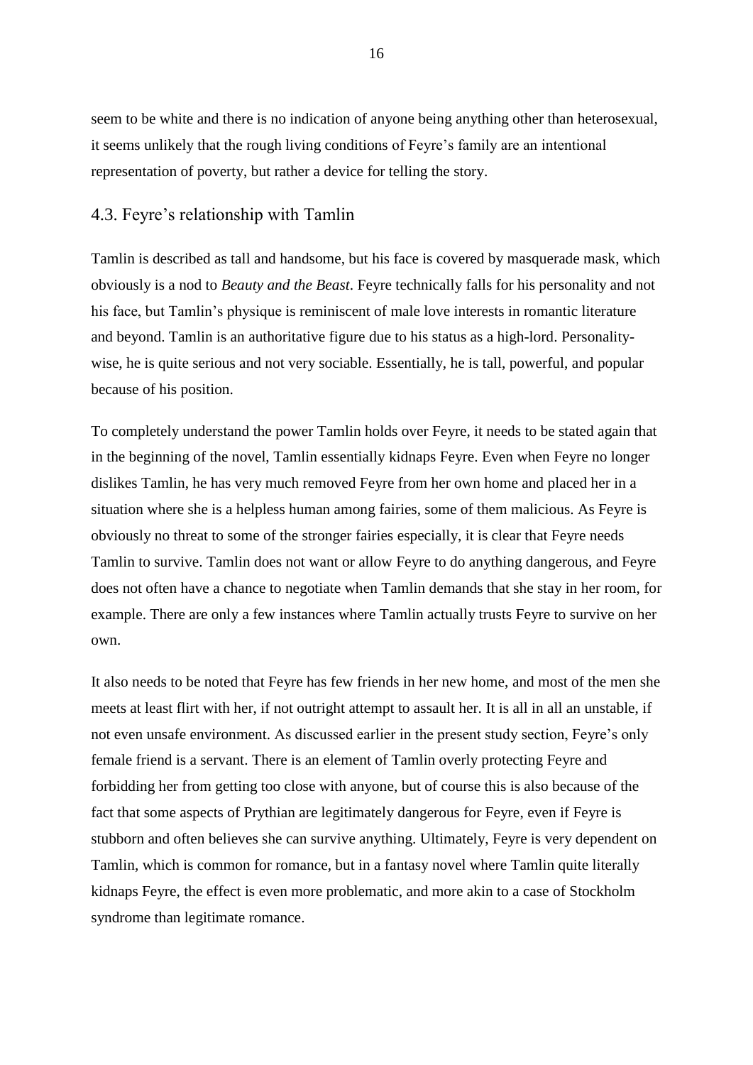seem to be white and there is no indication of anyone being anything other than heterosexual, it seems unlikely that the rough living conditions of Feyre's family are an intentional representation of poverty, but rather a device for telling the story.

### 4.3. Feyre's relationship with Tamlin

Tamlin is described as tall and handsome, but his face is covered by masquerade mask, which obviously is a nod to *Beauty and the Beast*. Feyre technically falls for his personality and not his face, but Tamlin's physique is reminiscent of male love interests in romantic literature and beyond. Tamlin is an authoritative figure due to his status as a high-lord. Personality-wise, he is quite serious and not very sociable. Essentially, he is tall, powerful, and popular because of his position.

To completely understand the power Tamlin holds over Feyre, it needs to be stated again that in the beginning of the novel, Tamlin essentially kidnaps Feyre. Even when Feyre no longer dislikes Tamlin, he has very much removed Feyre from her own home and placed her in a situation where she is a helpless human among fairies, some of them malicious. As Feyre is obviously no threat to some of the stronger fairies especially, it is clear that Feyre needs Tamlin to survive. Tamlin does not want or allow Feyre to do anything dangerous, and Feyre does not often have a chance to negotiate when Tamlin demands that she stay in her room, for example. There are only a few instances where Tamlin actually trusts Feyre to survive on her own.

It also needs to be noted that Feyre has few friends in her new home, and most of the men she meets at least flirt with her, if not outright attempt to assault her. It is all in all an unstable, if not even unsafe environment. As discussed earlier in the present study section, Feyre's only female friend is a servant. There is an element of Tamlin overly protecting Feyre and forbidding her from getting too close with anyone, but of course this is also because of the fact that some aspects of Prythian are legitimately dangerous for Feyre, even if Feyre is stubborn and often believes she can survive anything. Ultimately, Feyre is very dependent on Tamlin, which is common for romance, but in a fantasy novel where Tamlin quite literally kidnaps Feyre, the effect is even more problematic, and more akin to a case of Stockholm syndrome than legitimate romance.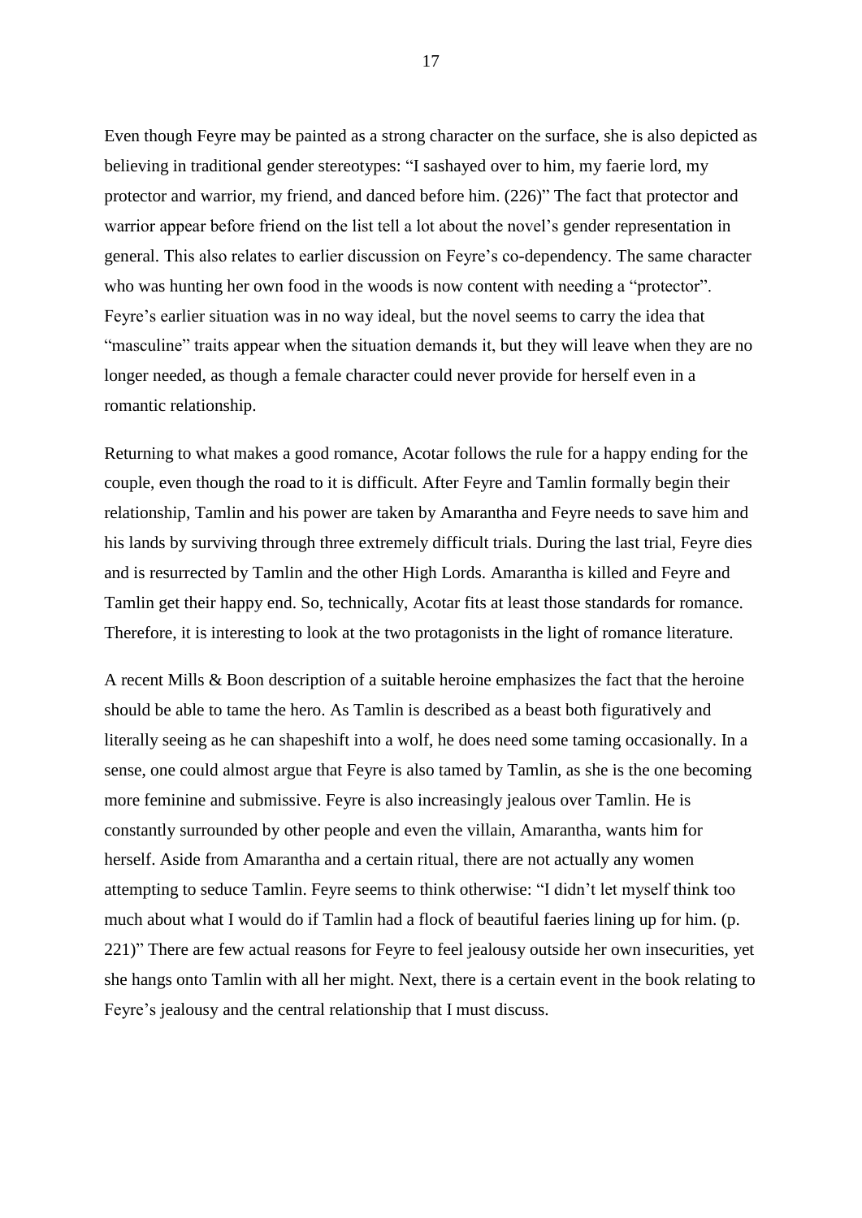Even though Feyre may be painted as a strong character on the surface, she is also depicted as believing in traditional gender stereotypes: "I sashayed over to him, my faerie lord, my protector and warrior, my friend, and danced before him. (226)" The fact that protector and warrior appear before friend on the list tell a lot about the novel's gender representation in general. This also relates to earlier discussion on Feyre's co-dependency. The same character who was hunting her own food in the woods is now content with needing a "protector". Feyre's earlier situation was in no way ideal, but the novel seems to carry the idea that "masculine" traits appear when the situation demands it, but they will leave when they are no longer needed, as though a female character could never provide for herself even in a romantic relationship.

Returning to what makes a good romance, Acotar follows the rule for a happy ending for the couple, even though the road to it is difficult. After Feyre and Tamlin formally begin their relationship, Tamlin and his power are taken by Amarantha and Feyre needs to save him and his lands by surviving through three extremely difficult trials. During the last trial, Feyre dies and is resurrected by Tamlin and the other High Lords. Amarantha is killed and Feyre and Tamlin get their happy end. So, technically, Acotar fits at least those standards for romance. Therefore, it is interesting to look at the two protagonists in the light of romance literature.

A recent Mills & Boon description of a suitable heroine emphasizes the fact that the heroine should be able to tame the hero. As Tamlin is described as a beast both figuratively and literally seeing as he can shapeshift into a wolf, he does need some taming occasionally. In a sense, one could almost argue that Feyre is also tamed by Tamlin, as she is the one becoming more feminine and submissive. Feyre is also increasingly jealous over Tamlin. He is constantly surrounded by other people and even the villain, Amarantha, wants him for herself. Aside from Amarantha and a certain ritual, there are not actually any women attempting to seduce Tamlin. Feyre seems to think otherwise: "I didn't let myself think too much about what I would do if Tamlin had a flock of beautiful faeries lining up for him. (p. 221)" There are few actual reasons for Feyre to feel jealousy outside her own insecurities, yet she hangs onto Tamlin with all her might. Next, there is a certain event in the book relating to Feyre's jealousy and the central relationship that I must discuss.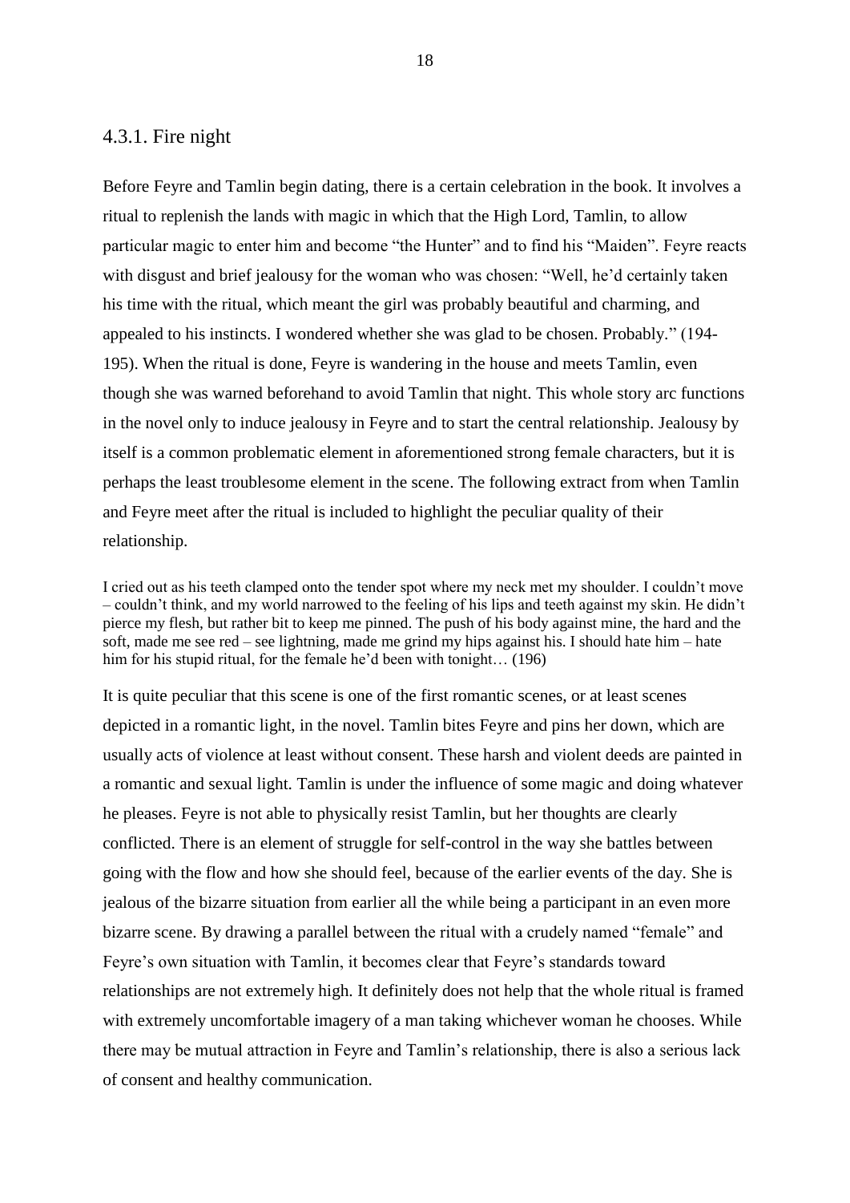### 4.3.1. Fire night

Before Feyre and Tamlin begin dating, there is a certain celebration in the book. It involves a ritual to replenish the lands with magic in which that the High Lord, Tamlin, to allow particular magic to enter him and become "the Hunter" and to find his "Maiden". Feyre reacts with disgust and brief jealousy for the woman who was chosen: "Well, he'd certainly taken his time with the ritual, which meant the girl was probably beautiful and charming, and appealed to his instincts. I wondered whether she was glad to be chosen. Probably." (194-195). When the ritual is done, Feyre is wandering in the house and meets Tamlin, even though she was warned beforehand to avoid Tamlin that night. This whole story arc functions in the novel only to induce jealousy in Feyre and to start the central relationship. Jealousy by itself is a common problematic element in aforementioned strong female characters, but it is perhaps the least troublesome element in the scene. The following extract from when Tamlin and Feyre meet after the ritual is included to highlight the peculiar quality of their relationship.

> I cried out as his teeth clamped onto the tender spot where my neck met my shoulder. I couldn't move – couldn't think, and my world narrowed to the feeling of his lips and teeth against my skin. He didn't pierce my flesh, but rather bit to keep me pinned. The push of his body against mine, the hard and the soft, made me see red – see lightning, made me grind my hips against his. I should hate him – hate him for his stupid ritual, for the female he'd been with tonight… (196)

It is quite peculiar that this scene is one of the first romantic scenes, or at least scenes depicted in a romantic light, in the novel. Tamlin bites Feyre and pins her down, which are usually acts of violence at least without consent. These harsh and violent deeds are painted in a romantic and sexual light. Tamlin is under the influence of some magic and doing whatever he pleases. Feyre is not able to physically resist Tamlin, but her thoughts are clearly conflicted. There is an element of struggle for self-control in the way she battles between going with the flow and how she should feel, because of the earlier events of the day. She is jealous of the bizarre situation from earlier all the while being a participant in an even more bizarre scene. By drawing a parallel between the ritual with a crudely named "female" and Feyre's own situation with Tamlin, it becomes clear that Feyre's standards toward relationships are not extremely high. It definitely does not help that the whole ritual is framed with extremely uncomfortable imagery of a man taking whichever woman he chooses. While there may be mutual attraction in Feyre and Tamlin's relationship, there is also a serious lack of consent and healthy communication.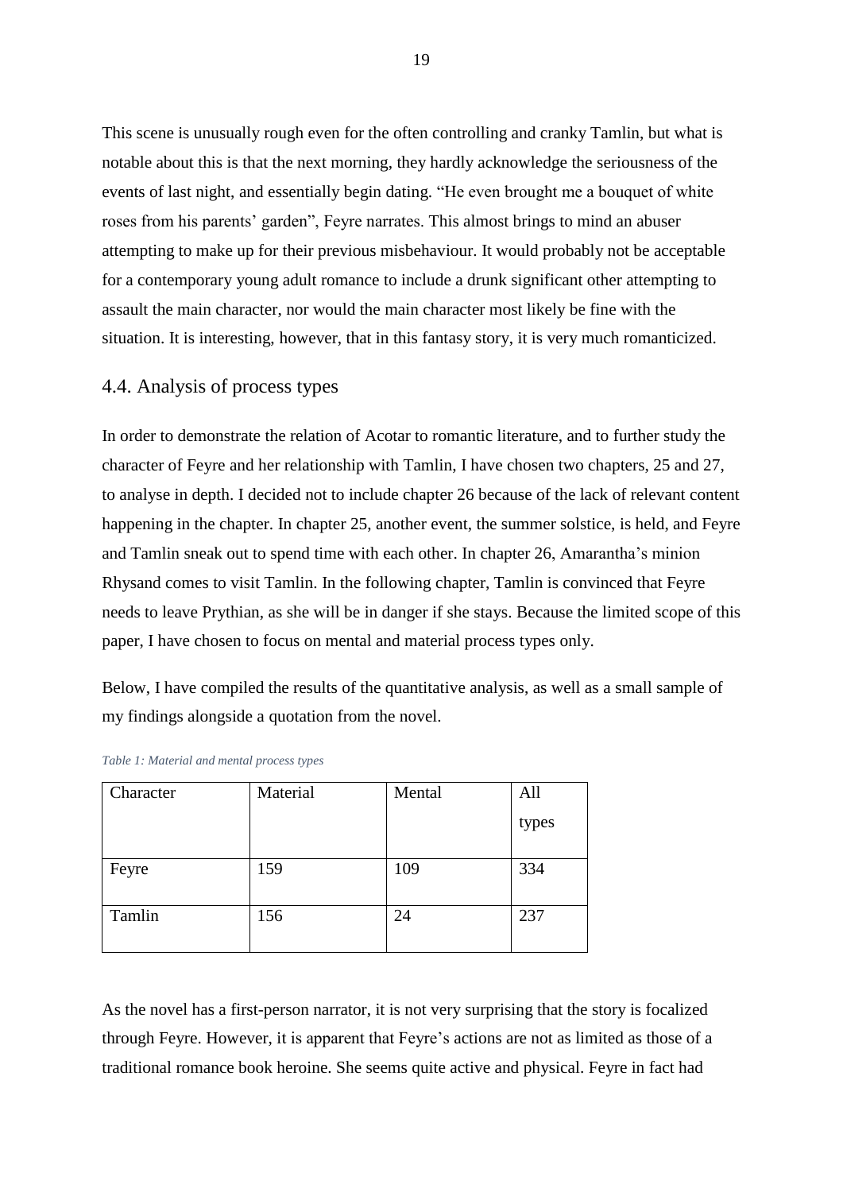This scene is unusually rough even for the often controlling and cranky Tamlin, but what is notable about this is that the next morning, they hardly acknowledge the seriousness of the events of last night, and essentially begin dating. "He even brought me a bouquet of white roses from his parents' garden", Feyre narrates. This almost brings to mind an abuser attempting to make up for their previous misbehaviour. It would probably not be acceptable for a contemporary young adult romance to include a drunk significant other attempting to assault the main character, nor would the main character most likely be fine with the situation. It is interesting, however, that in this fantasy story, it is very much romanticized.

## 4.4. Analysis of process types

In order to demonstrate the relation of Acotar to romantic literature, and to further study the character of Feyre and her relationship with Tamlin, I have chosen two chapters, 25 and 27, to analyse in depth. I decided not to include chapter 26 because of the lack of relevant content happening in the chapter. In chapter 25, another event, the summer solstice, is held, and Feyre and Tamlin sneak out to spend time with each other. In chapter 26, Amarantha's minion Rhysand comes to visit Tamlin. In the following chapter, Tamlin is convinced that Feyre needs to leave Prythian, as she will be in danger if she stays. Because the limited scope of this paper, I have chosen to focus on mental and material process types only.

Below, I have compiled the results of the quantitative analysis, as well as a small sample of my findings alongside a quotation from the novel.

*Table 1: Material and mental process types*

| Character | Material | Mental | All types |
|---|---|---|---|
| Feyre | 159 | 109 | 334 |
| Tamlin | 156 | 24 | 237 |

As the novel has a first-person narrator, it is not very surprising that the story is focalized through Feyre. However, it is apparent that Feyre's actions are not as limited as those of a traditional romance book heroine. She seems quite active and physical. Feyre in fact had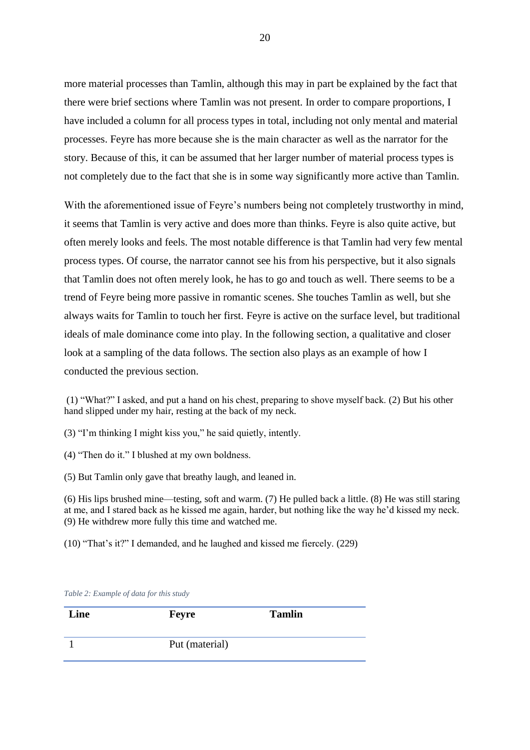more material processes than Tamlin, although this may in part be explained by the fact that there were brief sections where Tamlin was not present. In order to compare proportions, I have included a column for all process types in total, including not only mental and material processes. Feyre has more because she is the main character as well as the narrator for the story. Because of this, it can be assumed that her larger number of material process types is not completely due to the fact that she is in some way significantly more active than Tamlin.

With the aforementioned issue of Feyre's numbers being not completely trustworthy in mind, it seems that Tamlin is very active and does more than thinks. Feyre is also quite active, but often merely looks and feels. The most notable difference is that Tamlin had very few mental process types. Of course, the narrator cannot see his from his perspective, but it also signals that Tamlin does not often merely look, he has to go and touch as well. There seems to be a trend of Feyre being more passive in romantic scenes. She touches Tamlin as well, but she always waits for Tamlin to touch her first. Feyre is active on the surface level, but traditional ideals of male dominance come into play. In the following section, a qualitative and closer look at a sampling of the data follows. The section also plays as an example of how I conducted the previous section.

(1) "What?" I asked, and put a hand on his chest, preparing to shove myself back. (2) But his other hand slipped under my hair, resting at the back of my neck.

(3) "I'm thinking I might kiss you," he said quietly, intently.

(4) "Then do it." I blushed at my own boldness.

(5) But Tamlin only gave that breathy laugh, and leaned in.

(6) His lips brushed mine—testing, soft and warm. (7) He pulled back a little. (8) He was still staring at me, and I stared back as he kissed me again, harder, but nothing like the way he'd kissed my neck. (9) He withdrew more fully this time and watched me.

(10) "That's it?" I demanded, and he laughed and kissed me fiercely. (229)

*Table 2: Example of data for this study*

| Line | Feyre | Tamlin |
|---|---|---|
| 1 | Put (material) | |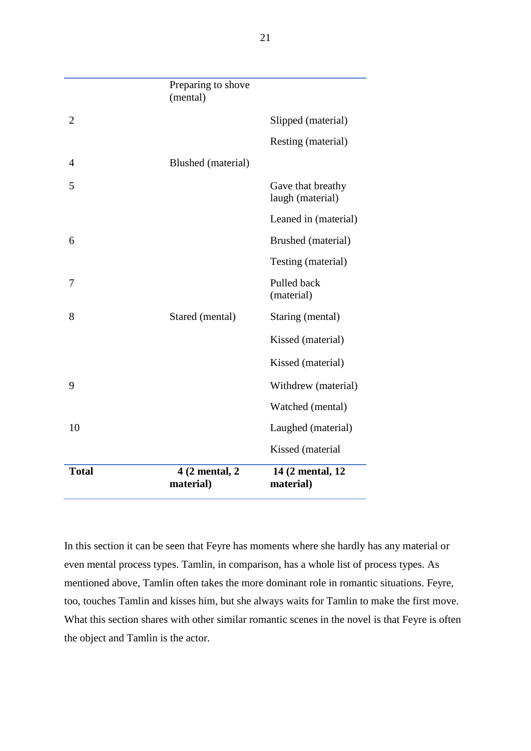| | | |
|---|---|---|
| | Preparing to shove (mental) | |
| 2 | | Slipped (material) |
| | | Resting (material) |
| 4 | Blushed (material) | |
| 5 | | Gave that breathy laugh (material) |
| | | Leaned in (material) |
| 6 | | Brushed (material) |
| | | Testing (material) |
| 7 | | Pulled back (material) |
| 8 | Stared (mental) | Staring (mental) |
| | | Kissed (material) |
| | | Kissed (material) |
| 9 | | Withdrew (material) |
| | | Watched (mental) |
| 10 | | Laughed (material) |
| | | Kissed (material |
| **Total** | **4 (2 mental, 2 material)** | **14 (2 mental, 12 material)** |

In this section it can be seen that Feyre has moments where she hardly has any material or even mental process types. Tamlin, in comparison, has a whole list of process types. As mentioned above, Tamlin often takes the more dominant role in romantic situations. Feyre, too, touches Tamlin and kisses him, but she always waits for Tamlin to make the first move. What this section shares with other similar romantic scenes in the novel is that Feyre is often the object and Tamlin is the actor.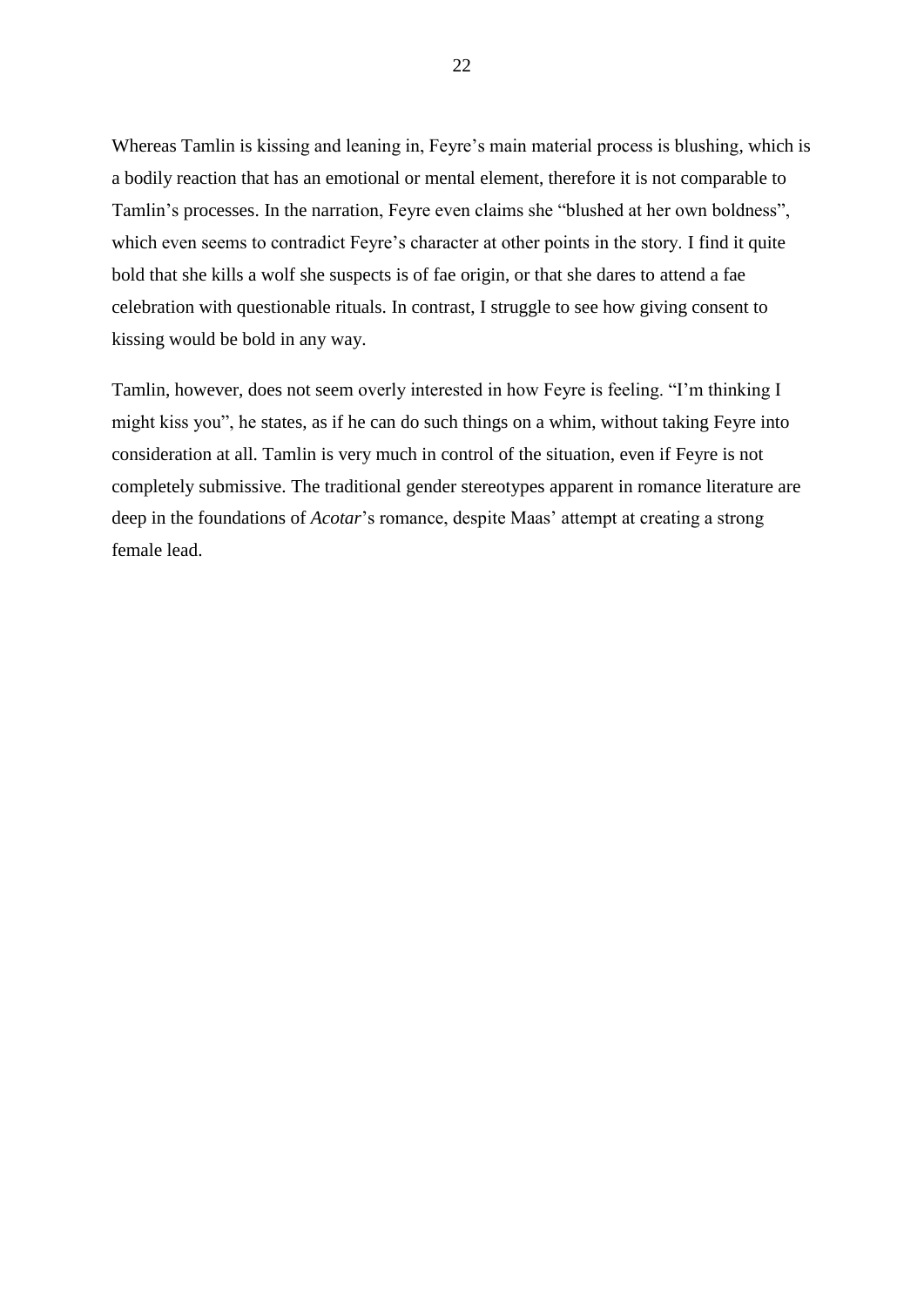Whereas Tamlin is kissing and leaning in, Feyre's main material process is blushing, which is a bodily reaction that has an emotional or mental element, therefore it is not comparable to Tamlin's processes. In the narration, Feyre even claims she "blushed at her own boldness", which even seems to contradict Feyre's character at other points in the story. I find it quite bold that she kills a wolf she suspects is of fae origin, or that she dares to attend a fae celebration with questionable rituals. In contrast, I struggle to see how giving consent to kissing would be bold in any way.

Tamlin, however, does not seem overly interested in how Feyre is feeling. "I'm thinking I might kiss you", he states, as if he can do such things on a whim, without taking Feyre into consideration at all. Tamlin is very much in control of the situation, even if Feyre is not completely submissive. The traditional gender stereotypes apparent in romance literature are deep in the foundations of *Acotar*'s romance, despite Maas' attempt at creating a strong female lead.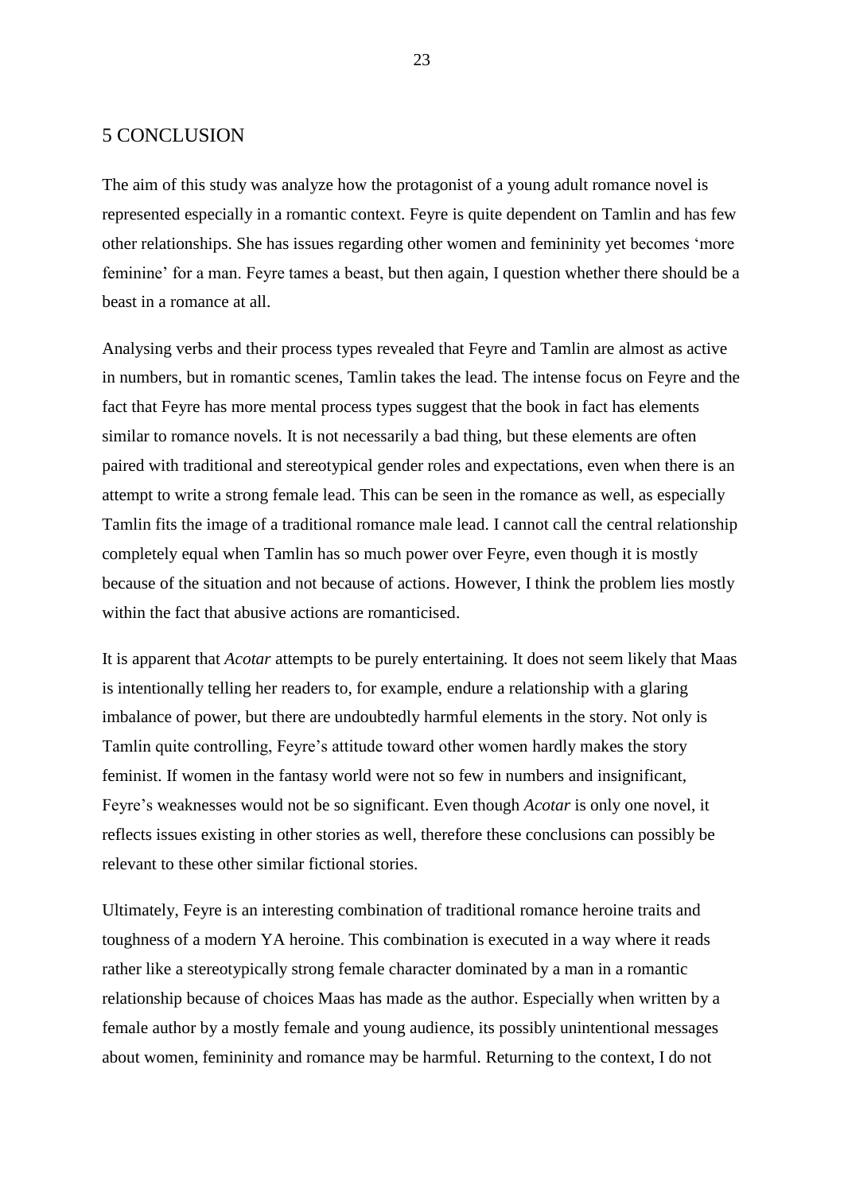## 5 CONCLUSION

The aim of this study was analyze how the protagonist of a young adult romance novel is represented especially in a romantic context. Feyre is quite dependent on Tamlin and has few other relationships. She has issues regarding other women and femininity yet becomes 'more feminine' for a man. Feyre tames a beast, but then again, I question whether there should be a beast in a romance at all.

Analysing verbs and their process types revealed that Feyre and Tamlin are almost as active in numbers, but in romantic scenes, Tamlin takes the lead. The intense focus on Feyre and the fact that Feyre has more mental process types suggest that the book in fact has elements similar to romance novels. It is not necessarily a bad thing, but these elements are often paired with traditional and stereotypical gender roles and expectations, even when there is an attempt to write a strong female lead. This can be seen in the romance as well, as especially Tamlin fits the image of a traditional romance male lead. I cannot call the central relationship completely equal when Tamlin has so much power over Feyre, even though it is mostly because of the situation and not because of actions. However, I think the problem lies mostly within the fact that abusive actions are romanticised.

It is apparent that *Acotar* attempts to be purely entertaining. It does not seem likely that Maas is intentionally telling her readers to, for example, endure a relationship with a glaring imbalance of power, but there are undoubtedly harmful elements in the story. Not only is Tamlin quite controlling, Feyre's attitude toward other women hardly makes the story feminist. If women in the fantasy world were not so few in numbers and insignificant, Feyre's weaknesses would not be so significant. Even though *Acotar* is only one novel, it reflects issues existing in other stories as well, therefore these conclusions can possibly be relevant to these other similar fictional stories.

Ultimately, Feyre is an interesting combination of traditional romance heroine traits and toughness of a modern YA heroine. This combination is executed in a way where it reads rather like a stereotypically strong female character dominated by a man in a romantic relationship because of choices Maas has made as the author. Especially when written by a female author by a mostly female and young audience, its possibly unintentional messages about women, femininity and romance may be harmful. Returning to the context, I do not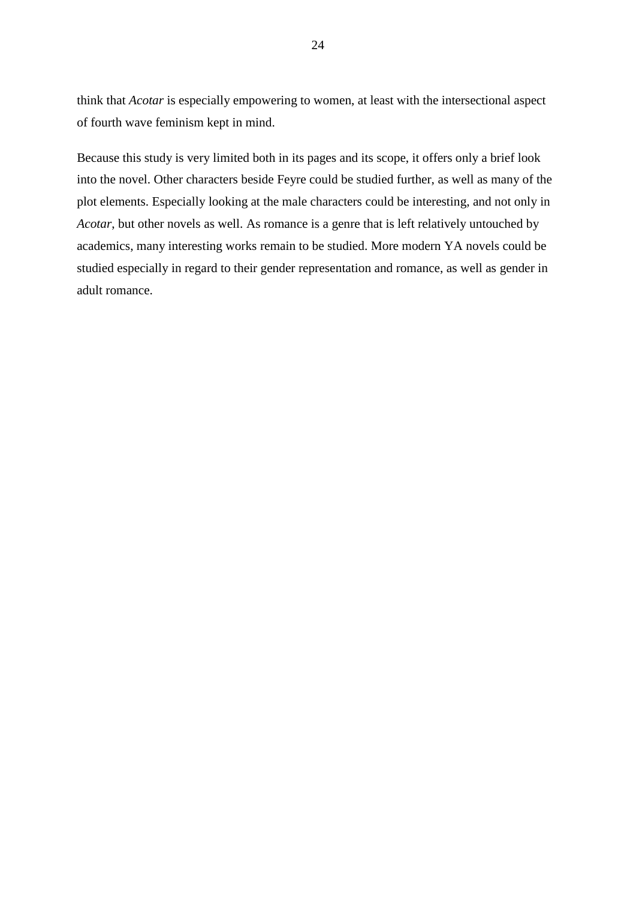think that *Acotar* is especially empowering to women, at least with the intersectional aspect of fourth wave feminism kept in mind.

Because this study is very limited both in its pages and its scope, it offers only a brief look into the novel. Other characters beside Feyre could be studied further, as well as many of the plot elements. Especially looking at the male characters could be interesting, and not only in *Acotar*, but other novels as well. As romance is a genre that is left relatively untouched by academics, many interesting works remain to be studied. More modern YA novels could be studied especially in regard to their gender representation and romance, as well as gender in adult romance.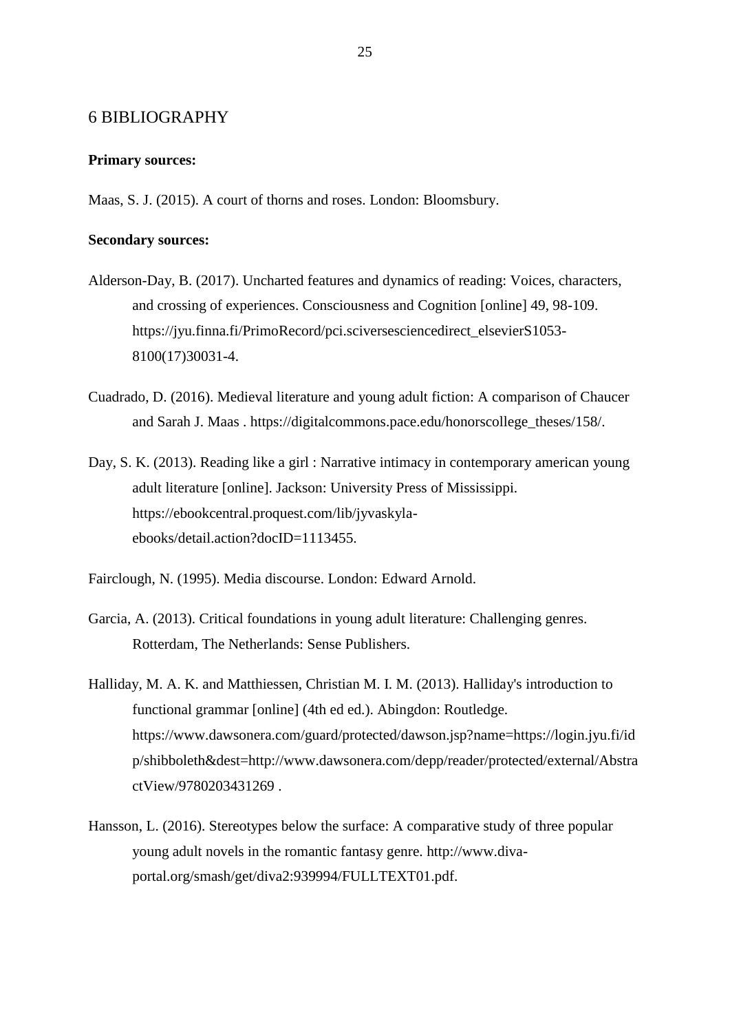## 6 BIBLIOGRAPHY

**Primary sources:**

Maas, S. J. (2015). A court of thorns and roses. London: Bloomsbury.

**Secondary sources:**

Alderson-Day, B. (2017). Uncharted features and dynamics of reading: Voices, characters, and crossing of experiences. Consciousness and Cognition [online] 49, 98-109. https://jyu.finna.fi/PrimoRecord/pci.sciversesciencedirect_elsevierS1053-8100(17)30031-4.

Cuadrado, D. (2016). Medieval literature and young adult fiction: A comparison of Chaucer and Sarah J. Maas . https://digitalcommons.pace.edu/honorscollege_theses/158/.

Day, S. K. (2013). Reading like a girl : Narrative intimacy in contemporary american young adult literature [online]. Jackson: University Press of Mississippi. https://ebookcentral.proquest.com/lib/jyvaskyla-ebooks/detail.action?docID=1113455.

Fairclough, N. (1995). Media discourse. London: Edward Arnold.

Garcia, A. (2013). Critical foundations in young adult literature: Challenging genres. Rotterdam, The Netherlands: Sense Publishers.

Halliday, M. A. K. and Matthiessen, Christian M. I. M. (2013). Halliday's introduction to functional grammar [online] (4th ed ed.). Abingdon: Routledge. https://www.dawsonera.com/guard/protected/dawson.jsp?name=https://login.jyu.fi/idp/shibboleth&dest=http://www.dawsonera.com/depp/reader/protected/external/AbstractView/9780203431269 .

Hansson, L. (2016). Stereotypes below the surface: A comparative study of three popular young adult novels in the romantic fantasy genre. http://www.diva-portal.org/smash/get/diva2:939994/FULLTEXT01.pdf.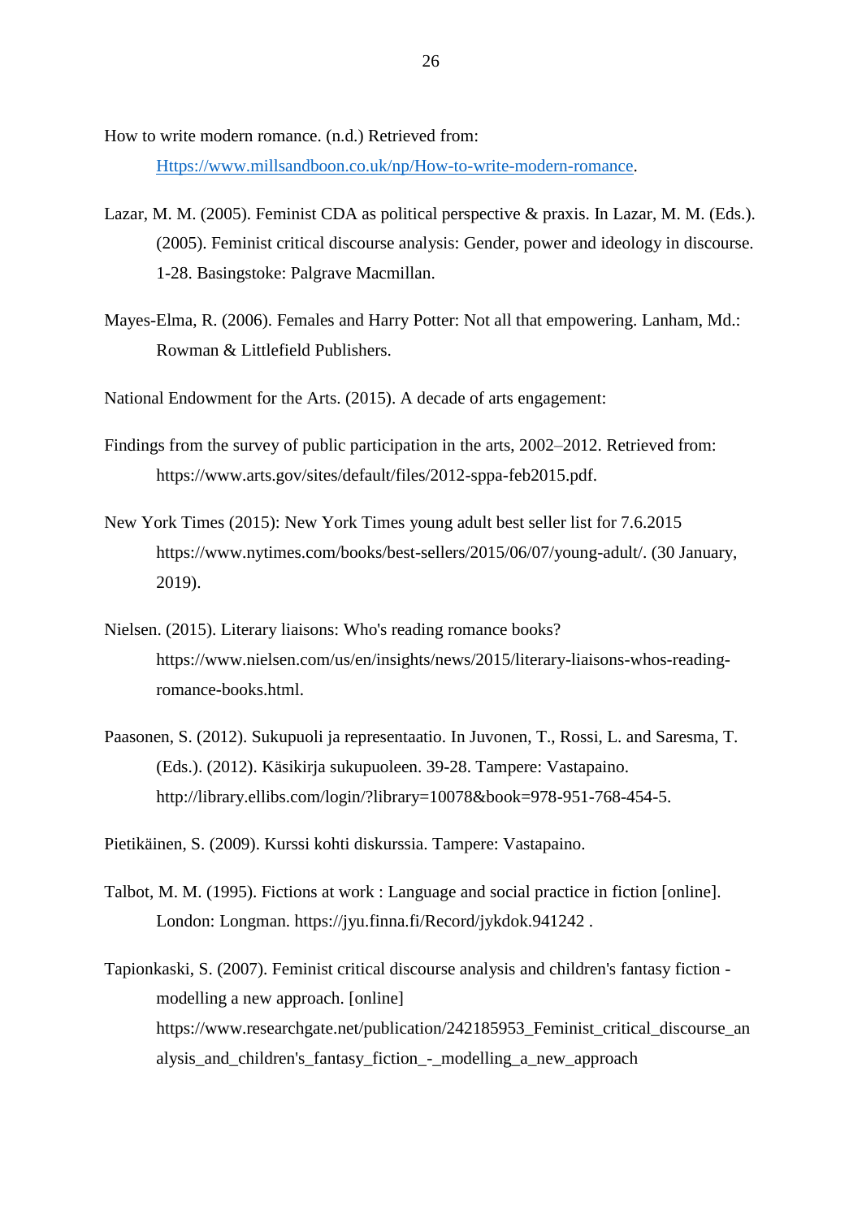How to write modern romance. (n.d.) Retrieved from: [Https://www.millsandboon.co.uk/np/How-to-write-modern-romance](Https://www.millsandboon.co.uk/np/How-to-write-modern-romance).

Lazar, M. M. (2005). Feminist CDA as political perspective & praxis. In Lazar, M. M. (Eds.). (2005). Feminist critical discourse analysis: Gender, power and ideology in discourse. 1-28. Basingstoke: Palgrave Macmillan.

Mayes-Elma, R. (2006). Females and Harry Potter: Not all that empowering. Lanham, Md.: Rowman & Littlefield Publishers.

National Endowment for the Arts. (2015). A decade of arts engagement:

Findings from the survey of public participation in the arts, 2002–2012. Retrieved from: https://www.arts.gov/sites/default/files/2012-sppa-feb2015.pdf.

New York Times (2015): New York Times young adult best seller list for 7.6.2015 https://www.nytimes.com/books/best-sellers/2015/06/07/young-adult/. (30 January, 2019).

Nielsen. (2015). Literary liaisons: Who's reading romance books? https://www.nielsen.com/us/en/insights/news/2015/literary-liaisons-whos-reading-romance-books.html.

Paasonen, S. (2012). Sukupuoli ja representaatio. In Juvonen, T., Rossi, L. and Saresma, T. (Eds.). (2012). Käsikirja sukupuoleen. 39-28. Tampere: Vastapaino. http://library.ellibs.com/login/?library=10078&book=978-951-768-454-5.

Pietikäinen, S. (2009). Kurssi kohti diskurssia. Tampere: Vastapaino.

Talbot, M. M. (1995). Fictions at work : Language and social practice in fiction [online]. London: Longman. https://jyu.finna.fi/Record/jykdok.941242 .

Tapionkaski, S. (2007). Feminist critical discourse analysis and children's fantasy fiction - modelling a new approach. [online] https://www.researchgate.net/publication/242185953_Feminist_critical_discourse_analysis_and_children's_fantasy_fiction_-_modelling_a_new_approach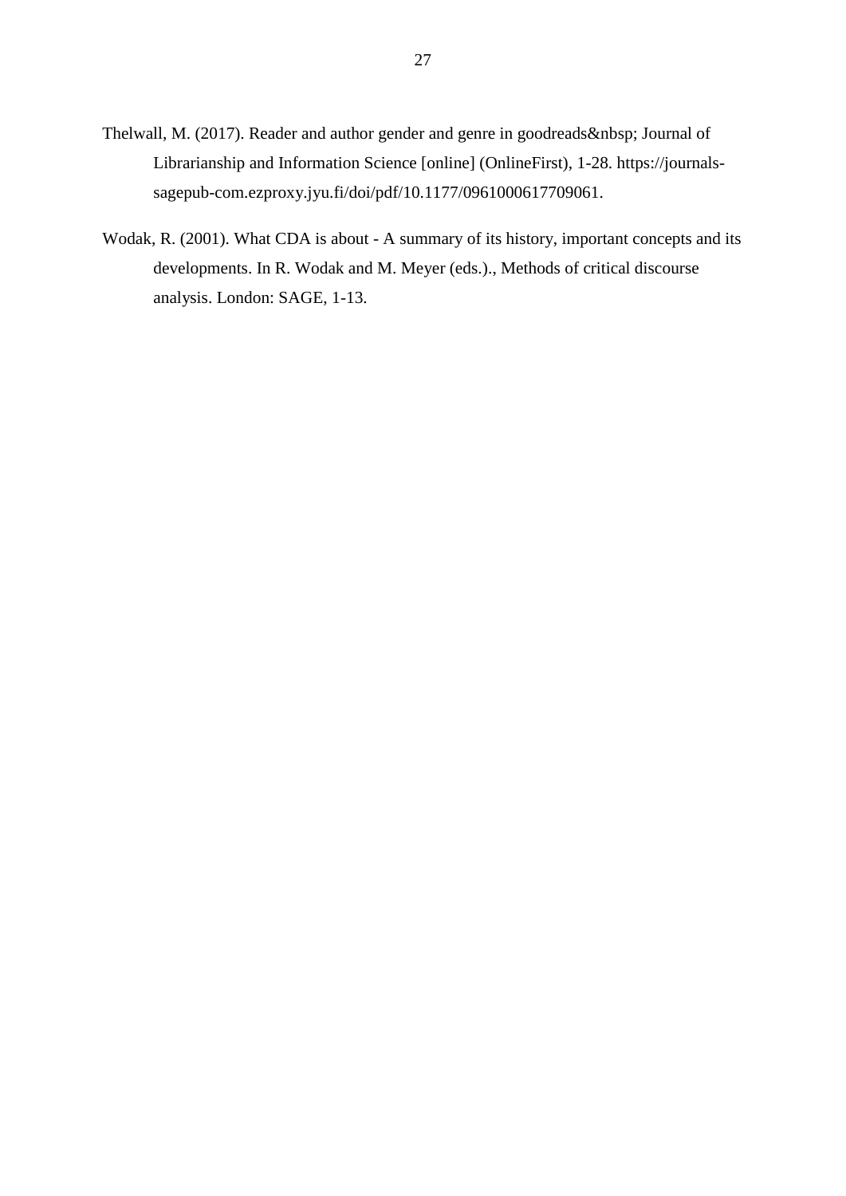Thelwall, M. (2017). Reader and author gender and genre in goodreads&nbsp; Journal of Librarianship and Information Science [online] (OnlineFirst), 1-28. https://journals-sagepub-com.ezproxy.jyu.fi/doi/pdf/10.1177/0961000617709061.

Wodak, R. (2001). What CDA is about - A summary of its history, important concepts and its developments. In R. Wodak and M. Meyer (eds.)., Methods of critical discourse analysis. London: SAGE, 1-13.